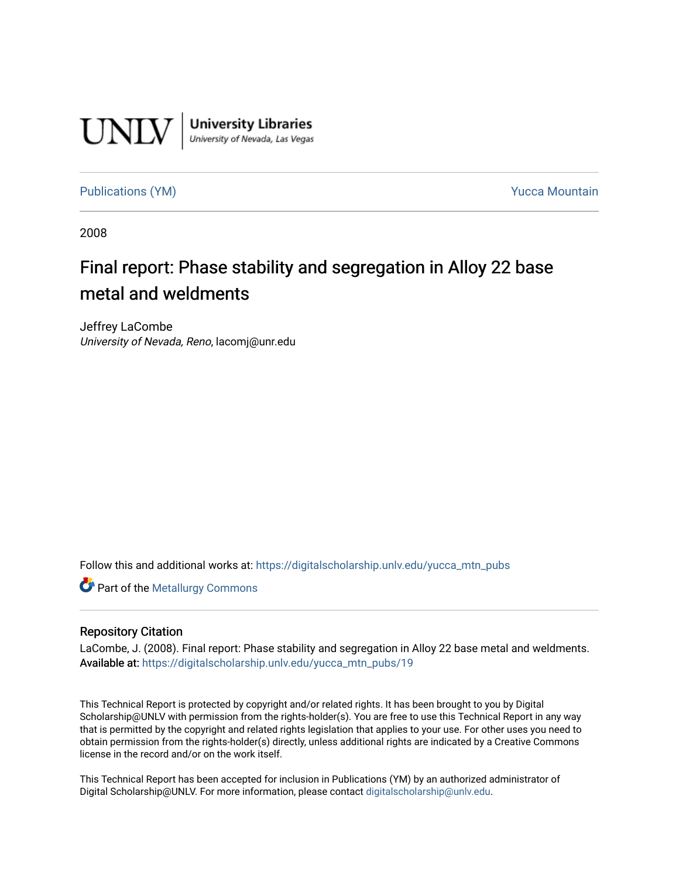UNLV | University Libraries
University of Nevada, Las Vegas

Publications (YM) | Yucca Mountain

2008

# Final report: Phase stability and segregation in Alloy 22 base metal and weldments

Jeffrey LaCombe
*University of Nevada, Reno*, lacomj@unr.edu

Follow this and additional works at: https://digitalscholarship.unlv.edu/yucca_mtn_pubs

Part of the Metallurgy Commons

## Repository Citation

LaCombe, J. (2008). Final report: Phase stability and segregation in Alloy 22 base metal and weldments.
**Available at:** https://digitalscholarship.unlv.edu/yucca_mtn_pubs/19

This Technical Report is protected by copyright and/or related rights. It has been brought to you by Digital Scholarship@UNLV with permission from the rights-holder(s). You are free to use this Technical Report in any way that is permitted by the copyright and related rights legislation that applies to your use. For other uses you need to obtain permission from the rights-holder(s) directly, unless additional rights are indicated by a Creative Commons license in the record and/or on the work itself.

This Technical Report has been accepted for inclusion in Publications (YM) by an authorized administrator of Digital Scholarship@UNLV. For more information, please contact digitalscholarship@unlv.edu.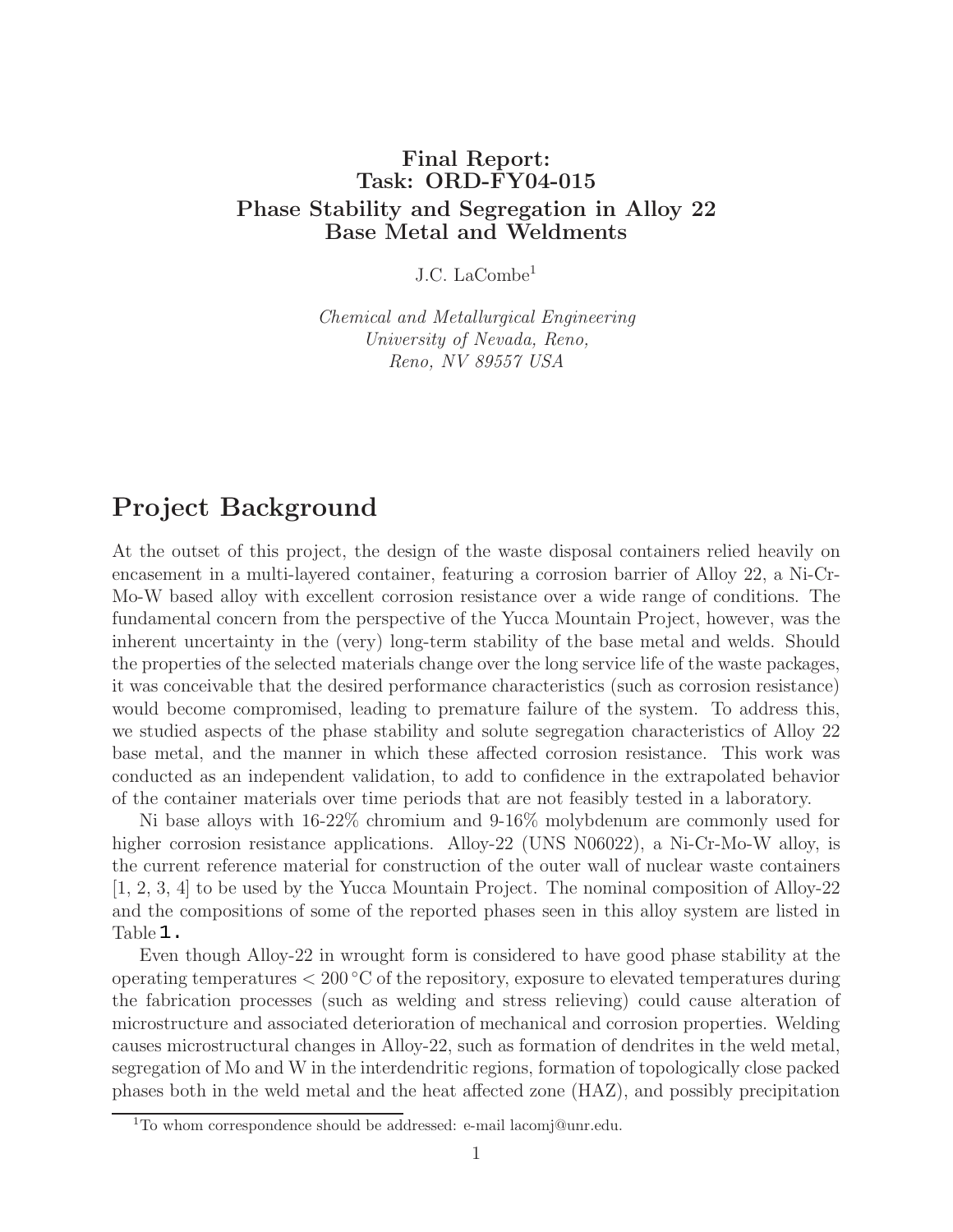# Final Report: Task: ORD-FY04-015 Phase Stability and Segregation in Alloy 22 Base Metal and Weldments

J.C. LaCombe[1]

*Chemical and Metallurgical Engineering*
*University of Nevada, Reno,*
*Reno, NV 89557 USA*

## Project Background

At the outset of this project, the design of the waste disposal containers relied heavily on encasement in a multi-layered container, featuring a corrosion barrier of Alloy 22, a Ni-Cr-Mo-W based alloy with excellent corrosion resistance over a wide range of conditions. The fundamental concern from the perspective of the Yucca Mountain Project, however, was the inherent uncertainty in the (very) long-term stability of the base metal and welds. Should the properties of the selected materials change over the long service life of the waste packages, it was conceivable that the desired performance characteristics (such as corrosion resistance) would become compromised, leading to premature failure of the system. To address this, we studied aspects of the phase stability and solute segregation characteristics of Alloy 22 base metal, and the manner in which these affected corrosion resistance. This work was conducted as an independent validation, to add to confidence in the extrapolated behavior of the container materials over time periods that are not feasibly tested in a laboratory.

Ni base alloys with 16-22% chromium and 9-16% molybdenum are commonly used for higher corrosion resistance applications. Alloy-22 (UNS N06022), a Ni-Cr-Mo-W alloy, is the current reference material for construction of the outer wall of nuclear waste containers [1, 2, 3, 4] to be used by the Yucca Mountain Project. The nominal composition of Alloy-22 and the compositions of some of the reported phases seen in this alloy system are listed in Table 1.

Even though Alloy-22 in wrought form is considered to have good phase stability at the operating temperatures < 200 °C of the repository, exposure to elevated temperatures during the fabrication processes (such as welding and stress relieving) could cause alteration of microstructure and associated deterioration of mechanical and corrosion properties. Welding causes microstructural changes in Alloy-22, such as formation of dendrites in the weld metal, segregation of Mo and W in the interdendritic regions, formation of topologically close packed phases both in the weld metal and the heat affected zone (HAZ), and possibly precipitation

[1] To whom correspondence should be addressed: e-mail lacomj@unr.edu.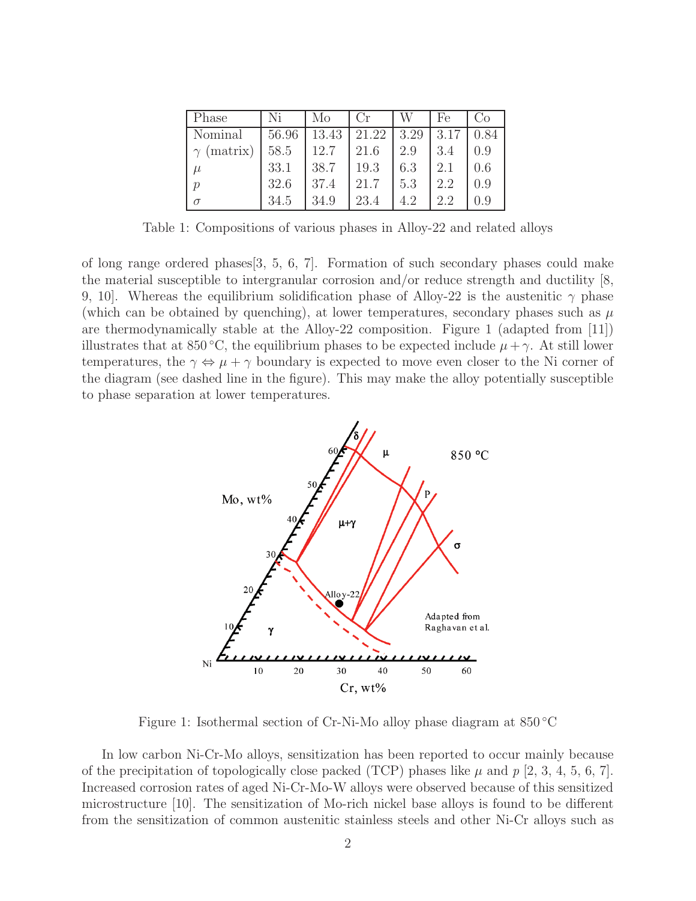| Phase | Ni | Mo | Cr | W | Fe | Co |
|---|---|---|---|---|---|---|
| Nominal | 56.96 | 13.43 | 21.22 | 3.29 | 3.17 | 0.84 |
| $\gamma$ (matrix) | 58.5 | 12.7 | 21.6 | 2.9 | 3.4 | 0.9 |
| $\mu$ | 33.1 | 38.7 | 19.3 | 6.3 | 2.1 | 0.6 |
| $p$ | 32.6 | 37.4 | 21.7 | 5.3 | 2.2 | 0.9 |
| $\sigma$ | 34.5 | 34.9 | 23.4 | 4.2 | 2.2 | 0.9 |

Table 1: Compositions of various phases in Alloy-22 and related alloys

of long range ordered phases[3, 5, 6, 7]. Formation of such secondary phases could make the material susceptible to intergranular corrosion and/or reduce strength and ductility [8, 9, 10]. Whereas the equilibrium solidification phase of Alloy-22 is the austenitic $\gamma$ phase (which can be obtained by quenching), at lower temperatures, secondary phases such as $\mu$ are thermodynamically stable at the Alloy-22 composition. Figure 1 (adapted from [11]) illustrates that at 850 °C, the equilibrium phases to be expected include $\mu + \gamma$. At still lower temperatures, the $\gamma \Leftrightarrow \mu + \gamma$ boundary is expected to move even closer to the Ni corner of the diagram (see dashed line in the figure). This may make the alloy potentially susceptible to phase separation at lower temperatures.

Figure 1: Isothermal section of Cr-Ni-Mo alloy phase diagram at 850 °C

In low carbon Ni-Cr-Mo alloys, sensitization has been reported to occur mainly because of the precipitation of topologically close packed (TCP) phases like $\mu$ and $p$ [2, 3, 4, 5, 6, 7]. Increased corrosion rates of aged Ni-Cr-Mo-W alloys were observed because of this sensitized microstructure [10]. The sensitization of Mo-rich nickel base alloys is found to be different from the sensitization of common austenitic stainless steels and other Ni-Cr alloys such as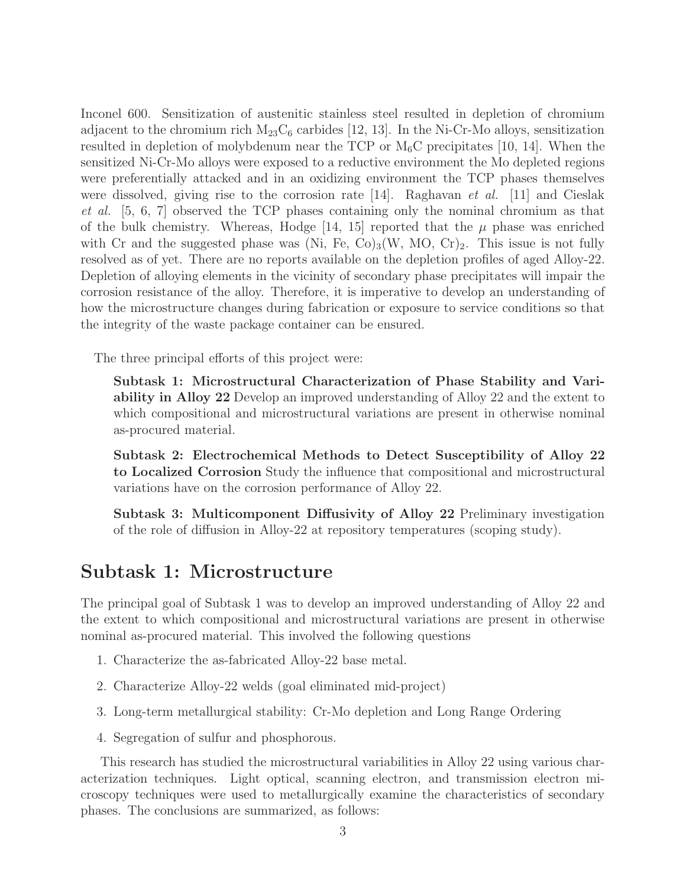Inconel 600. Sensitization of austenitic stainless steel resulted in depletion of chromium adjacent to the chromium rich $M_{23}C_6$ carbides [12, 13]. In the Ni-Cr-Mo alloys, sensitization resulted in depletion of molybdenum near the TCP or $M_6C$ precipitates [10, 14]. When the sensitized Ni-Cr-Mo alloys were exposed to a reductive environment the Mo depleted regions were preferentially attacked and in an oxidizing environment the TCP phases themselves were dissolved, giving rise to the corrosion rate [14]. Raghavan *et al.* [11] and Cieslak *et al.* [5, 6, 7] observed the TCP phases containing only the nominal chromium as that of the bulk chemistry. Whereas, Hodge [14, 15] reported that the $\mu$ phase was enriched with Cr and the suggested phase was $(Ni, Fe, Co)_3(W, MO, Cr)_2$. This issue is not fully resolved as of yet. There are no reports available on the depletion profiles of aged Alloy-22. Depletion of alloying elements in the vicinity of secondary phase precipitates will impair the corrosion resistance of the alloy. Therefore, it is imperative to develop an understanding of how the microstructure changes during fabrication or exposure to service conditions so that the integrity of the waste package container can be ensured.

The three principal efforts of this project were:

**Subtask 1: Microstructural Characterization of Phase Stability and Variability in Alloy 22** Develop an improved understanding of Alloy 22 and the extent to which compositional and microstructural variations are present in otherwise nominal as-procured material.

**Subtask 2: Electrochemical Methods to Detect Susceptibility of Alloy 22 to Localized Corrosion** Study the influence that compositional and microstructural variations have on the corrosion performance of Alloy 22.

**Subtask 3: Multicomponent Diffusivity of Alloy 22** Preliminary investigation of the role of diffusion in Alloy-22 at repository temperatures (scoping study).

# Subtask 1: Microstructure

The principal goal of Subtask 1 was to develop an improved understanding of Alloy 22 and the extent to which compositional and microstructural variations are present in otherwise nominal as-procured material. This involved the following questions

1. Characterize the as-fabricated Alloy-22 base metal.
2. Characterize Alloy-22 welds (goal eliminated mid-project)
3. Long-term metallurgical stability: Cr-Mo depletion and Long Range Ordering
4. Segregation of sulfur and phosphorous.

This research has studied the microstructural variabilities in Alloy 22 using various characterization techniques. Light optical, scanning electron, and transmission electron microscopy techniques were used to metallurgically examine the characteristics of secondary phases. The conclusions are summarized, as follows: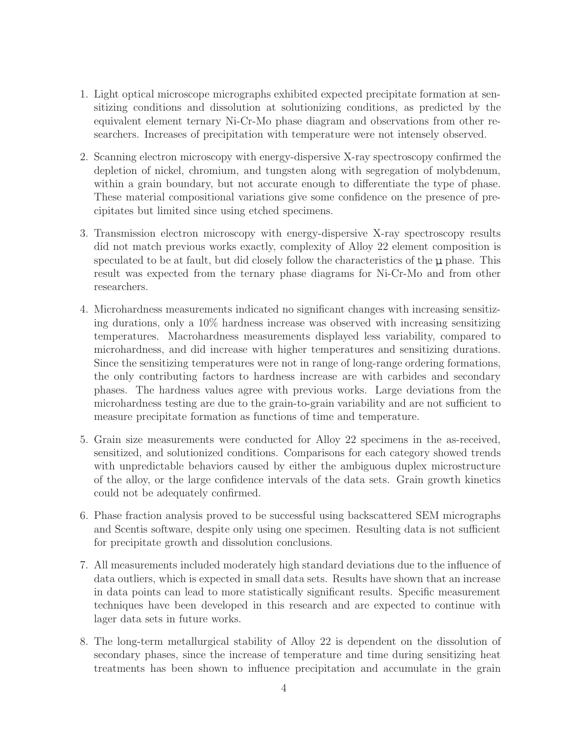1. Light optical microscope micrographs exhibited expected precipitate formation at sensitizing conditions and dissolution at solutionizing conditions, as predicted by the equivalent element ternary Ni-Cr-Mo phase diagram and observations from other researchers. Increases of precipitation with temperature were not intensely observed.

2. Scanning electron microscopy with energy-dispersive X-ray spectroscopy confirmed the depletion of nickel, chromium, and tungsten along with segregation of molybdenum, within a grain boundary, but not accurate enough to differentiate the type of phase. These material compositional variations give some confidence on the presence of precipitates but limited since using etched specimens.

3. Transmission electron microscopy with energy-dispersive X-ray spectroscopy results did not match previous works exactly, complexity of Alloy 22 element composition is speculated to be at fault, but did closely follow the characteristics of the μ phase. This result was expected from the ternary phase diagrams for Ni-Cr-Mo and from other researchers.

4. Microhardness measurements indicated no significant changes with increasing sensitizing durations, only a 10% hardness increase was observed with increasing sensitizing temperatures. Macrohardness measurements displayed less variability, compared to microhardness, and did increase with higher temperatures and sensitizing durations. Since the sensitizing temperatures were not in range of long-range ordering formations, the only contributing factors to hardness increase are with carbides and secondary phases. The hardness values agree with previous works. Large deviations from the microhardness testing are due to the grain-to-grain variability and are not sufficient to measure precipitate formation as functions of time and temperature.

5. Grain size measurements were conducted for Alloy 22 specimens in the as-received, sensitized, and solutionized conditions. Comparisons for each category showed trends with unpredictable behaviors caused by either the ambiguous duplex microstructure of the alloy, or the large confidence intervals of the data sets. Grain growth kinetics could not be adequately confirmed.

6. Phase fraction analysis proved to be successful using backscattered SEM micrographs and Scentis software, despite only using one specimen. Resulting data is not sufficient for precipitate growth and dissolution conclusions.

7. All measurements included moderately high standard deviations due to the influence of data outliers, which is expected in small data sets. Results have shown that an increase in data points can lead to more statistically significant results. Specific measurement techniques have been developed in this research and are expected to continue with lager data sets in future works.

8. The long-term metallurgical stability of Alloy 22 is dependent on the dissolution of secondary phases, since the increase of temperature and time during sensitizing heat treatments has been shown to influence precipitation and accumulate in the grain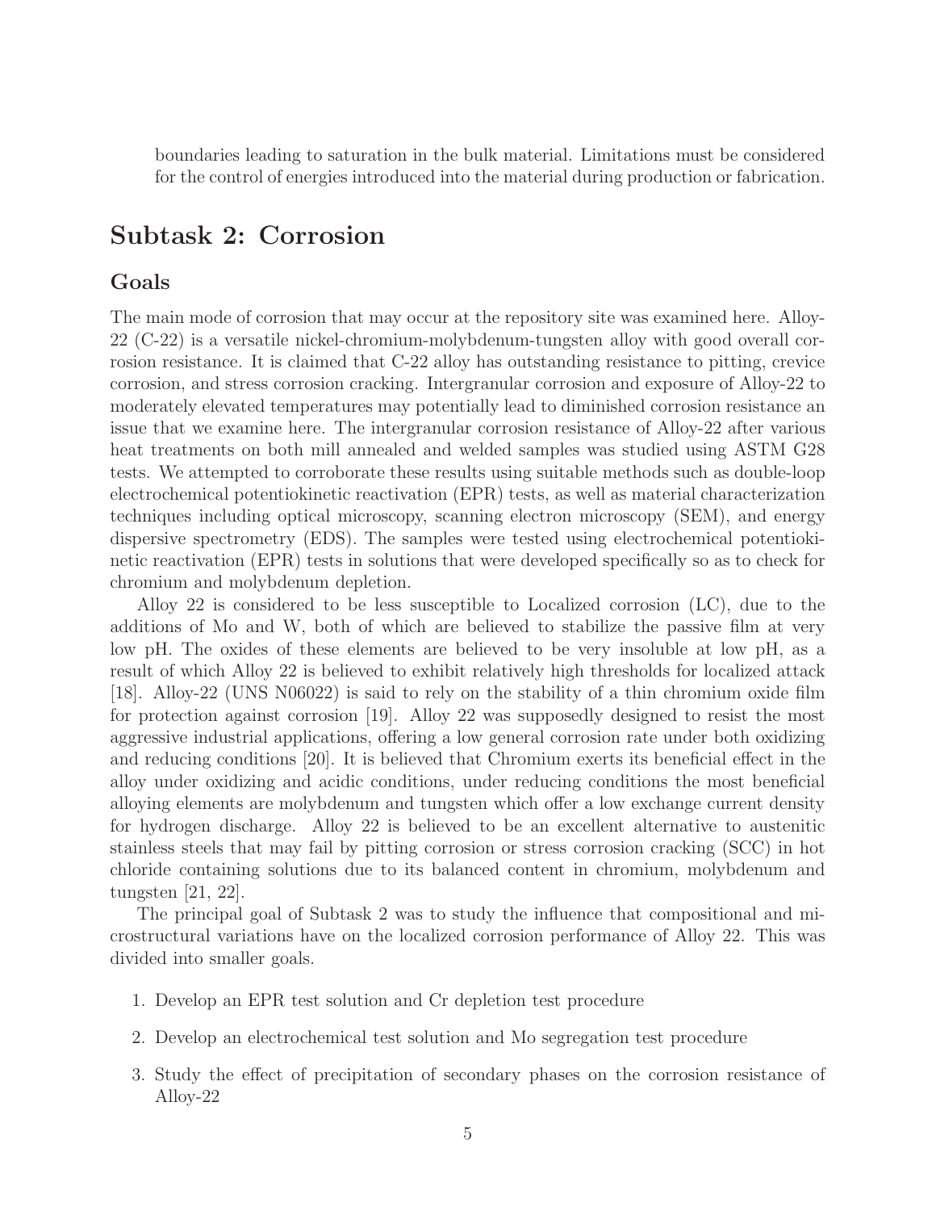boundaries leading to saturation in the bulk material. Limitations must be considered for the control of energies introduced into the material during production or fabrication.

## Subtask 2: Corrosion

### Goals

The main mode of corrosion that may occur at the repository site was examined here. Alloy-22 (C-22) is a versatile nickel-chromium-molybdenum-tungsten alloy with good overall corrosion resistance. It is claimed that C-22 alloy has outstanding resistance to pitting, crevice corrosion, and stress corrosion cracking. Intergranular corrosion and exposure of Alloy-22 to moderately elevated temperatures may potentially lead to diminished corrosion resistance an issue that we examine here. The intergranular corrosion resistance of Alloy-22 after various heat treatments on both mill annealed and welded samples was studied using ASTM G28 tests. We attempted to corroborate these results using suitable methods such as double-loop electrochemical potentiokinetic reactivation (EPR) tests, as well as material characterization techniques including optical microscopy, scanning electron microscopy (SEM), and energy dispersive spectrometry (EDS). The samples were tested using electrochemical potentiokinetic reactivation (EPR) tests in solutions that were developed specifically so as to check for chromium and molybdenum depletion.

Alloy 22 is considered to be less susceptible to Localized corrosion (LC), due to the additions of Mo and W, both of which are believed to stabilize the passive film at very low pH. The oxides of these elements are believed to be very insoluble at low pH, as a result of which Alloy 22 is believed to exhibit relatively high thresholds for localized attack [18]. Alloy-22 (UNS N06022) is said to rely on the stability of a thin chromium oxide film for protection against corrosion [19]. Alloy 22 was supposedly designed to resist the most aggressive industrial applications, offering a low general corrosion rate under both oxidizing and reducing conditions [20]. It is believed that Chromium exerts its beneficial effect in the alloy under oxidizing and acidic conditions, under reducing conditions the most beneficial alloying elements are molybdenum and tungsten which offer a low exchange current density for hydrogen discharge. Alloy 22 is believed to be an excellent alternative to austenitic stainless steels that may fail by pitting corrosion or stress corrosion cracking (SCC) in hot chloride containing solutions due to its balanced content in chromium, molybdenum and tungsten [21, 22].

The principal goal of Subtask 2 was to study the influence that compositional and microstructural variations have on the localized corrosion performance of Alloy 22. This was divided into smaller goals.

1. Develop an EPR test solution and Cr depletion test procedure
2. Develop an electrochemical test solution and Mo segregation test procedure
3. Study the effect of precipitation of secondary phases on the corrosion resistance of Alloy-22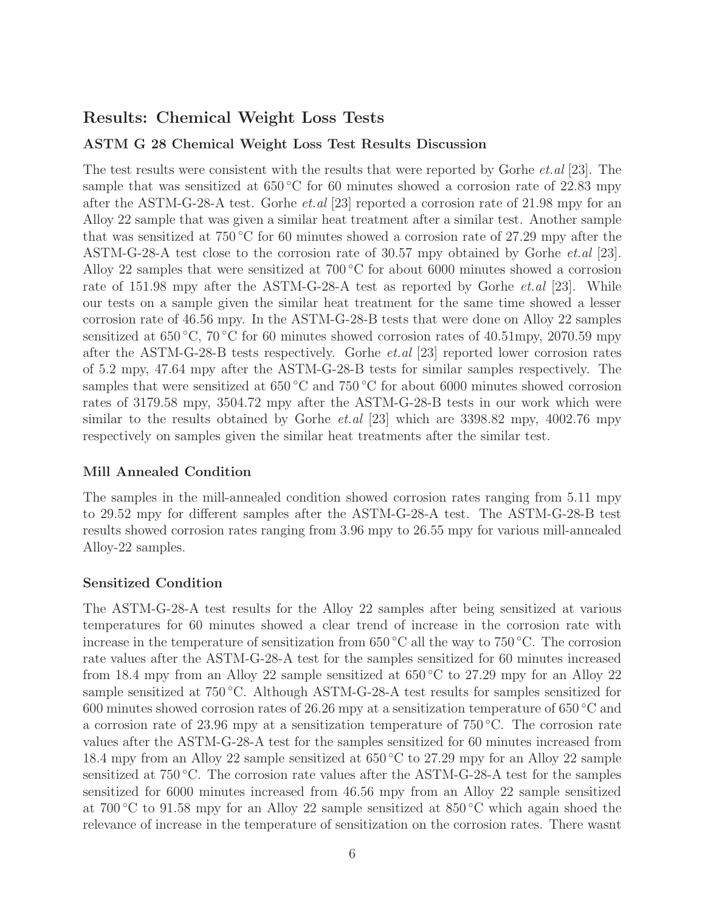## Results: Chemical Weight Loss Tests

### ASTM G 28 Chemical Weight Loss Test Results Discussion

The test results were consistent with the results that were reported by Gorhe *et.al* [23]. The sample that was sensitized at 650 °C for 60 minutes showed a corrosion rate of 22.83 mpy after the ASTM-G-28-A test. Gorhe *et.al* [23] reported a corrosion rate of 21.98 mpy for an Alloy 22 sample that was given a similar heat treatment after a similar test. Another sample that was sensitized at 750 °C for 60 minutes showed a corrosion rate of 27.29 mpy after the ASTM-G-28-A test close to the corrosion rate of 30.57 mpy obtained by Gorhe *et.al* [23]. Alloy 22 samples that were sensitized at 700 °C for about 6000 minutes showed a corrosion rate of 151.98 mpy after the ASTM-G-28-A test as reported by Gorhe *et.al* [23]. While our tests on a sample given the similar heat treatment for the same time showed a lesser corrosion rate of 46.56 mpy. In the ASTM-G-28-B tests that were done on Alloy 22 samples sensitized at 650 °C, 70 °C for 60 minutes showed corrosion rates of 40.51mpy, 2070.59 mpy after the ASTM-G-28-B tests respectively. Gorhe *et.al* [23] reported lower corrosion rates of 5.2 mpy, 47.64 mpy after the ASTM-G-28-B tests for similar samples respectively. The samples that were sensitized at 650 °C and 750 °C for about 6000 minutes showed corrosion rates of 3179.58 mpy, 3504.72 mpy after the ASTM-G-28-B tests in our work which were similar to the results obtained by Gorhe *et.al* [23] which are 3398.82 mpy, 4002.76 mpy respectively on samples given the similar heat treatments after the similar test.

### Mill Annealed Condition

The samples in the mill-annealed condition showed corrosion rates ranging from 5.11 mpy to 29.52 mpy for different samples after the ASTM-G-28-A test. The ASTM-G-28-B test results showed corrosion rates ranging from 3.96 mpy to 26.55 mpy for various mill-annealed Alloy-22 samples.

### Sensitized Condition

The ASTM-G-28-A test results for the Alloy 22 samples after being sensitized at various temperatures for 60 minutes showed a clear trend of increase in the corrosion rate with increase in the temperature of sensitization from 650 °C all the way to 750 °C. The corrosion rate values after the ASTM-G-28-A test for the samples sensitized for 60 minutes increased from 18.4 mpy from an Alloy 22 sample sensitized at 650 °C to 27.29 mpy for an Alloy 22 sample sensitized at 750 °C. Although ASTM-G-28-A test results for samples sensitized for 600 minutes showed corrosion rates of 26.26 mpy at a sensitization temperature of 650 °C and a corrosion rate of 23.96 mpy at a sensitization temperature of 750 °C. The corrosion rate values after the ASTM-G-28-A test for the samples sensitized for 60 minutes increased from 18.4 mpy from an Alloy 22 sample sensitized at 650 °C to 27.29 mpy for an Alloy 22 sample sensitized at 750 °C. The corrosion rate values after the ASTM-G-28-A test for the samples sensitized for 6000 minutes increased from 46.56 mpy from an Alloy 22 sample sensitized at 700 °C to 91.58 mpy for an Alloy 22 sample sensitized at 850 °C which again shoed the relevance of increase in the temperature of sensitization on the corrosion rates. There wasnt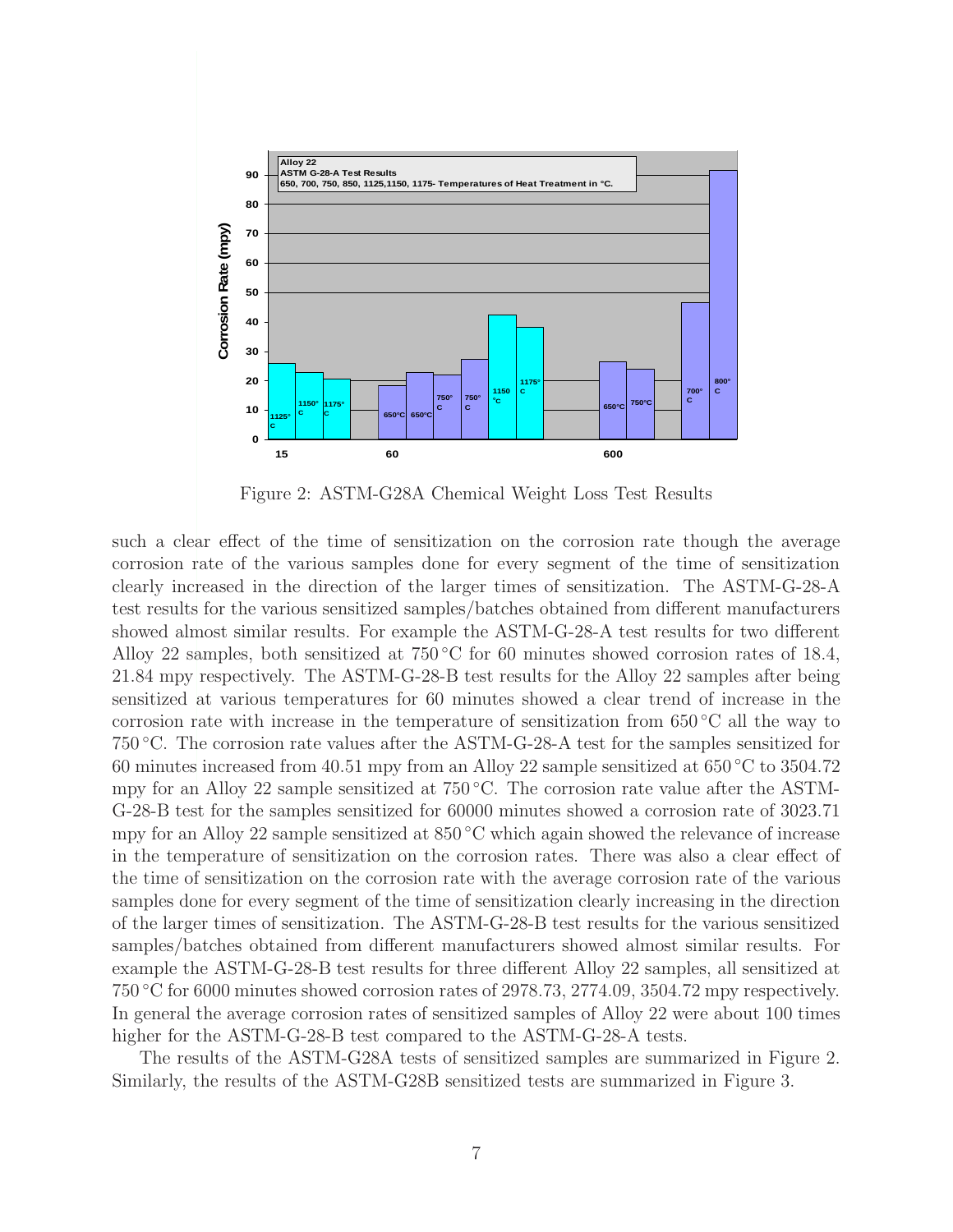Figure 2: ASTM-G28A Chemical Weight Loss Test Results

such a clear effect of the time of sensitization on the corrosion rate though the average corrosion rate of the various samples done for every segment of the time of sensitization clearly increased in the direction of the larger times of sensitization. The ASTM-G-28-A test results for the various sensitized samples/batches obtained from different manufacturers showed almost similar results. For example the ASTM-G-28-A test results for two different Alloy 22 samples, both sensitized at 750 °C for 60 minutes showed corrosion rates of 18.4, 21.84 mpy respectively. The ASTM-G-28-B test results for the Alloy 22 samples after being sensitized at various temperatures for 60 minutes showed a clear trend of increase in the corrosion rate with increase in the temperature of sensitization from 650 °C all the way to 750 °C. The corrosion rate values after the ASTM-G-28-A test for the samples sensitized for 60 minutes increased from 40.51 mpy from an Alloy 22 sample sensitized at 650 °C to 3504.72 mpy for an Alloy 22 sample sensitized at 750 °C. The corrosion rate value after the ASTM-G-28-B test for the samples sensitized for 60000 minutes showed a corrosion rate of 3023.71 mpy for an Alloy 22 sample sensitized at 850 °C which again showed the relevance of increase in the temperature of sensitization on the corrosion rates. There was also a clear effect of the time of sensitization on the corrosion rate with the average corrosion rate of the various samples done for every segment of the time of sensitization clearly increasing in the direction of the larger times of sensitization. The ASTM-G-28-B test results for the various sensitized samples/batches obtained from different manufacturers showed almost similar results. For example the ASTM-G-28-B test results for three different Alloy 22 samples, all sensitized at 750 °C for 6000 minutes showed corrosion rates of 2978.73, 2774.09, 3504.72 mpy respectively. In general the average corrosion rates of sensitized samples of Alloy 22 were about 100 times higher for the ASTM-G-28-B test compared to the ASTM-G-28-A tests.

The results of the ASTM-G28A tests of sensitized samples are summarized in Figure 2. Similarly, the results of the ASTM-G28B sensitized tests are summarized in Figure 3.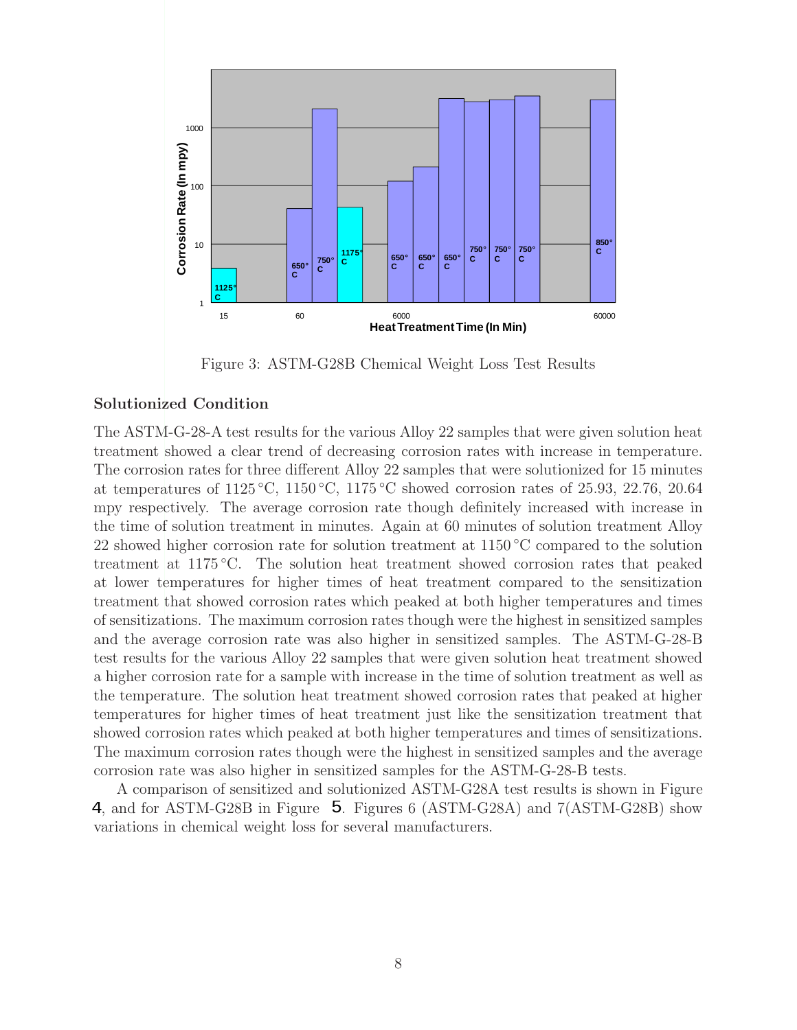Figure 3: ASTM-G28B Chemical Weight Loss Test Results

### Solutionized Condition

The ASTM-G-28-A test results for the various Alloy 22 samples that were given solution heat treatment showed a clear trend of decreasing corrosion rates with increase in temperature. The corrosion rates for three different Alloy 22 samples that were solutionized for 15 minutes at temperatures of 1125 °C, 1150 °C, 1175 °C showed corrosion rates of 25.93, 22.76, 20.64 mpy respectively. The average corrosion rate though definitely increased with increase in the time of solution treatment in minutes. Again at 60 minutes of solution treatment Alloy 22 showed higher corrosion rate for solution treatment at 1150 °C compared to the solution treatment at 1175 °C. The solution heat treatment showed corrosion rates that peaked at lower temperatures for higher times of heat treatment compared to the sensitization treatment that showed corrosion rates which peaked at both higher temperatures and times of sensitizations. The maximum corrosion rates though were the highest in sensitized samples and the average corrosion rate was also higher in sensitized samples. The ASTM-G-28-B test results for the various Alloy 22 samples that were given solution heat treatment showed a higher corrosion rate for a sample with increase in the time of solution treatment as well as the temperature. The solution heat treatment showed corrosion rates that peaked at higher temperatures for higher times of heat treatment just like the sensitization treatment that showed corrosion rates which peaked at both higher temperatures and times of sensitizations. The maximum corrosion rates though were the highest in sensitized samples and the average corrosion rate was also higher in sensitized samples for the ASTM-G-28-B tests.

A comparison of sensitized and solutionized ASTM-G28A test results is shown in Figure 4, and for ASTM-G28B in Figure 5. Figures 6 (ASTM-G28A) and 7(ASTM-G28B) show variations in chemical weight loss for several manufacturers.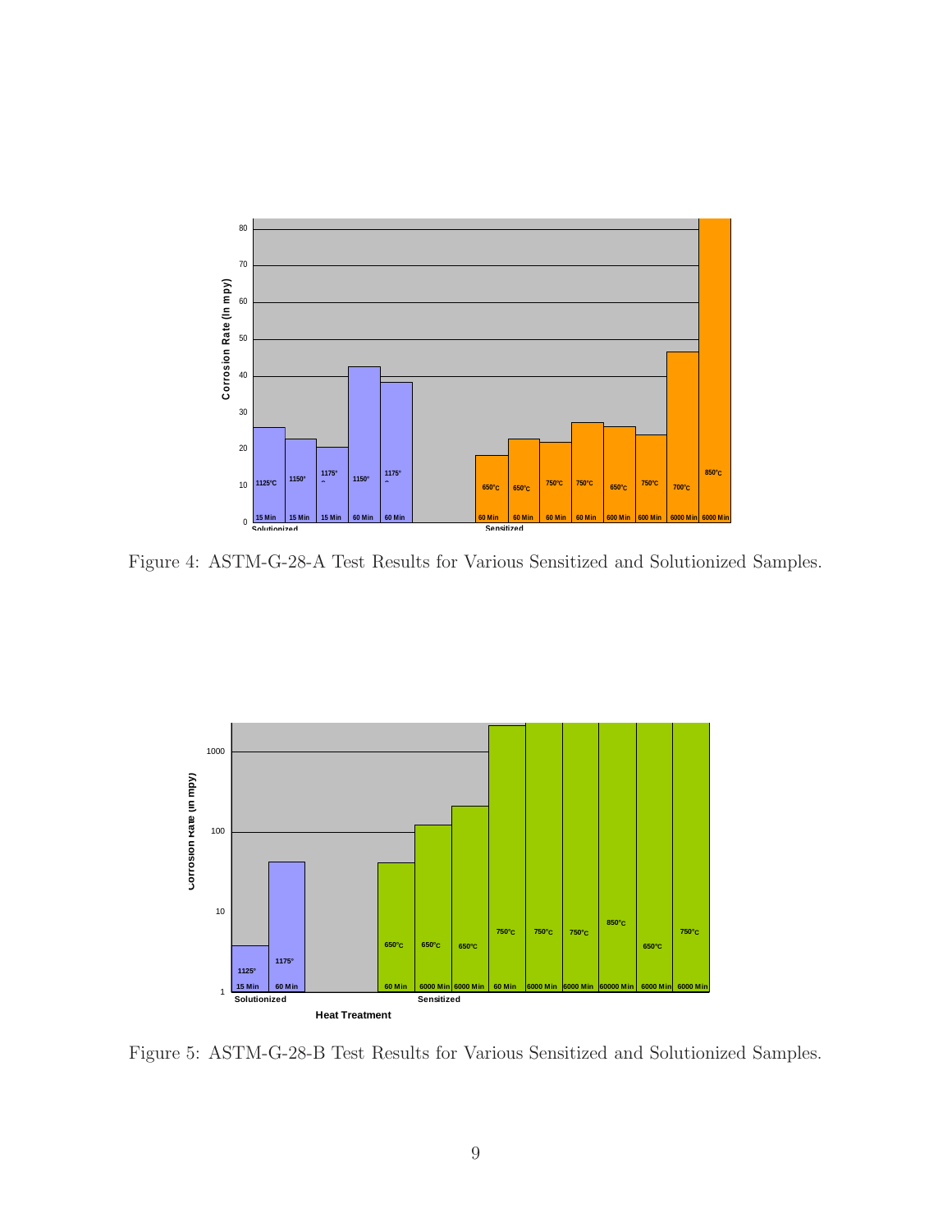Figure 4: ASTM-G-28-A Test Results for Various Sensitized and Solutionized Samples.

Figure 5: ASTM-G-28-B Test Results for Various Sensitized and Solutionized Samples.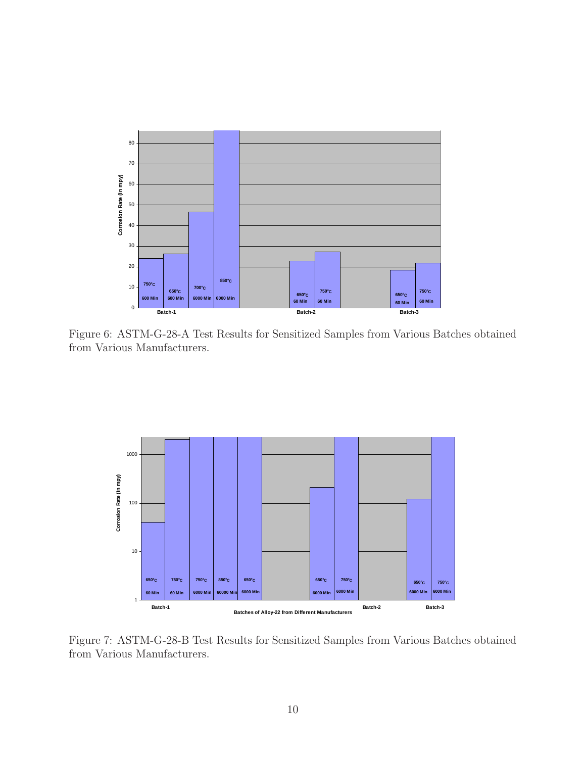Figure 6: ASTM-G-28-A Test Results for Sensitized Samples from Various Batches obtained from Various Manufacturers.

Figure 7: ASTM-G-28-B Test Results for Sensitized Samples from Various Batches obtained from Various Manufacturers.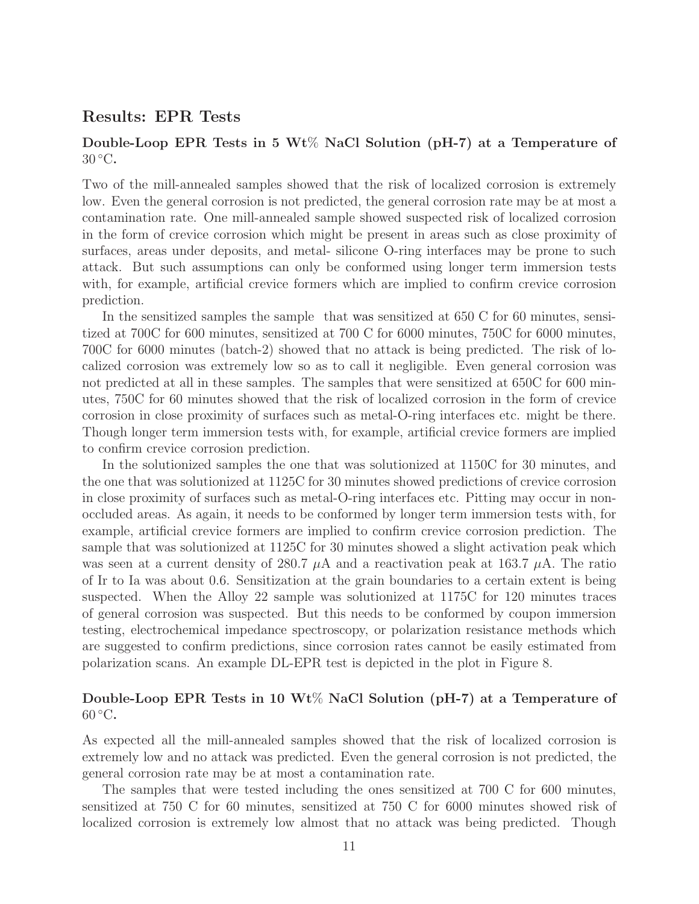## Results: EPR Tests

### Double-Loop EPR Tests in 5 Wt% NaCl Solution (pH-7) at a Temperature of 30 °C.

Two of the mill-annealed samples showed that the risk of localized corrosion is extremely low. Even the general corrosion is not predicted, the general corrosion rate may be at most a contamination rate. One mill-annealed sample showed suspected risk of localized corrosion in the form of crevice corrosion which might be present in areas such as close proximity of surfaces, areas under deposits, and metal- silicone O-ring interfaces may be prone to such attack. But such assumptions can only be conformed using longer term immersion tests with, for example, artificial crevice formers which are implied to confirm crevice corrosion prediction.

In the sensitized samples the sample that was sensitized at 650 C for 60 minutes, sensitized at 700C for 600 minutes, sensitized at 700 C for 6000 minutes, 750C for 6000 minutes, 700C for 6000 minutes (batch-2) showed that no attack is being predicted. The risk of localized corrosion was extremely low so as to call it negligible. Even general corrosion was not predicted at all in these samples. The samples that were sensitized at 650C for 600 minutes, 750C for 60 minutes showed that the risk of localized corrosion in the form of crevice corrosion in close proximity of surfaces such as metal-O-ring interfaces etc. might be there. Though longer term immersion tests with, for example, artificial crevice formers are implied to confirm crevice corrosion prediction.

In the solutionized samples the one that was solutionized at 1150C for 30 minutes, and the one that was solutionized at 1125C for 30 minutes showed predictions of crevice corrosion in close proximity of surfaces such as metal-O-ring interfaces etc. Pitting may occur in non-occluded areas. As again, it needs to be conformed by longer term immersion tests with, for example, artificial crevice formers are implied to confirm crevice corrosion prediction. The sample that was solutionized at 1125C for 30 minutes showed a slight activation peak which was seen at a current density of 280.7 $\mu$A and a reactivation peak at 163.7 $\mu$A. The ratio of Ir to Ia was about 0.6. Sensitization at the grain boundaries to a certain extent is being suspected. When the Alloy 22 sample was solutionized at 1175C for 120 minutes traces of general corrosion was suspected. But this needs to be conformed by coupon immersion testing, electrochemical impedance spectroscopy, or polarization resistance methods which are suggested to confirm predictions, since corrosion rates cannot be easily estimated from polarization scans. An example DL-EPR test is depicted in the plot in Figure 8.

### Double-Loop EPR Tests in 10 Wt% NaCl Solution (pH-7) at a Temperature of 60 °C.

As expected all the mill-annealed samples showed that the risk of localized corrosion is extremely low and no attack was predicted. Even the general corrosion is not predicted, the general corrosion rate may be at most a contamination rate.

The samples that were tested including the ones sensitized at 700 C for 600 minutes, sensitized at 750 C for 60 minutes, sensitized at 750 C for 6000 minutes showed risk of localized corrosion is extremely low almost that no attack was being predicted. Though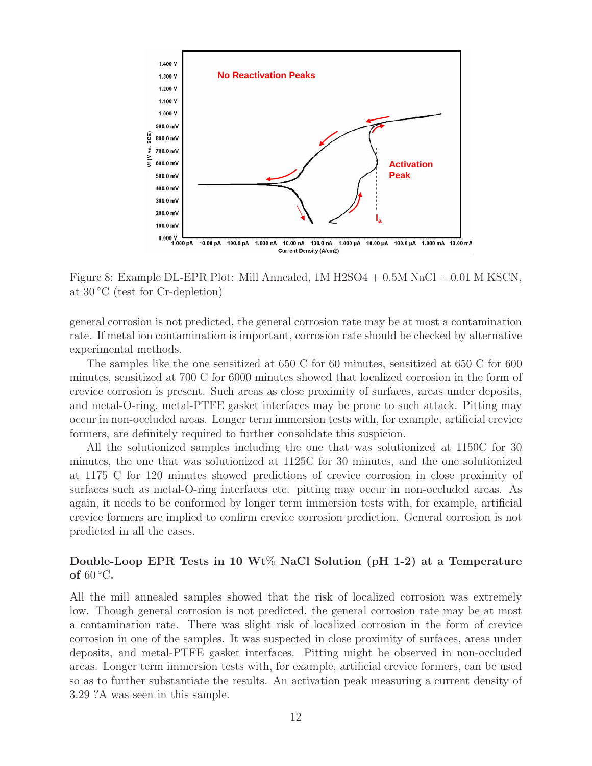Figure 8: Example DL-EPR Plot: Mill Annealed, 1M H2SO4 + 0.5M NaCl + 0.01 M KSCN, at 30 °C (test for Cr-depletion)

general corrosion is not predicted, the general corrosion rate may be at most a contamination rate. If metal ion contamination is important, corrosion rate should be checked by alternative experimental methods.

The samples like the one sensitized at 650 C for 60 minutes, sensitized at 650 C for 600 minutes, sensitized at 700 C for 6000 minutes showed that localized corrosion in the form of crevice corrosion is present. Such areas as close proximity of surfaces, areas under deposits, and metal-O-ring, metal-PTFE gasket interfaces may be prone to such attack. Pitting may occur in non-occluded areas. Longer term immersion tests with, for example, artificial crevice formers, are definitely required to further consolidate this suspicion.

All the solutionized samples including the one that was solutionized at 1150C for 30 minutes, the one that was solutionized at 1125C for 30 minutes, and the one solutionized at 1175 C for 120 minutes showed predictions of crevice corrosion in close proximity of surfaces such as metal-O-ring interfaces etc. pitting may occur in non-occluded areas. As again, it needs to be conformed by longer term immersion tests with, for example, artificial crevice formers are implied to confirm crevice corrosion prediction. General corrosion is not predicted in all the cases.

### Double-Loop EPR Tests in 10 Wt% NaCl Solution (pH 1-2) at a Temperature of 60 °C.

All the mill annealed samples showed that the risk of localized corrosion was extremely low. Though general corrosion is not predicted, the general corrosion rate may be at most a contamination rate. There was slight risk of localized corrosion in the form of crevice corrosion in one of the samples. It was suspected in close proximity of surfaces, areas under deposits, and metal-PTFE gasket interfaces. Pitting might be observed in non-occluded areas. Longer term immersion tests with, for example, artificial crevice formers, can be used so as to further substantiate the results. An activation peak measuring a current density of 3.29 ?A was seen in this sample.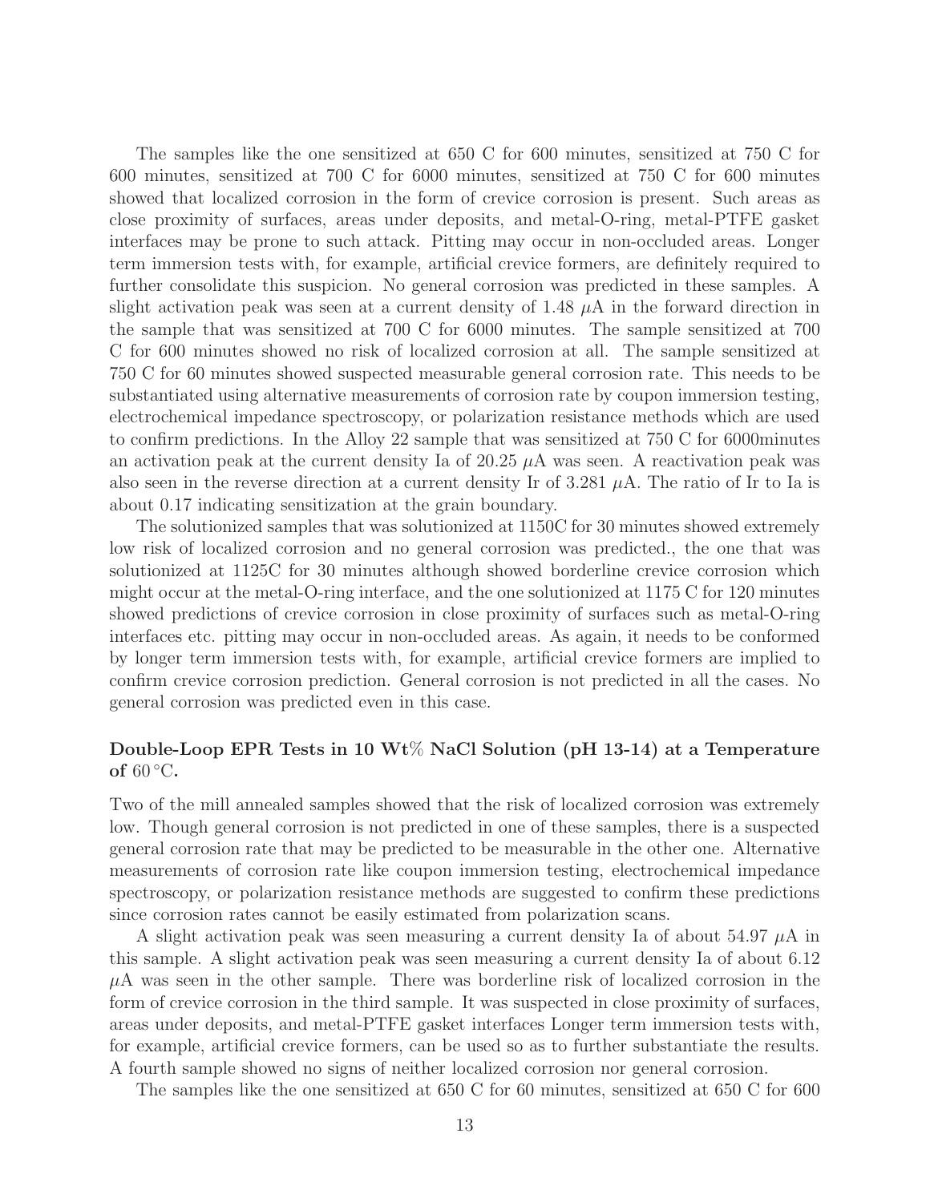The samples like the one sensitized at 650 C for 600 minutes, sensitized at 750 C for 600 minutes, sensitized at 700 C for 6000 minutes, sensitized at 750 C for 600 minutes showed that localized corrosion in the form of crevice corrosion is present. Such areas as close proximity of surfaces, areas under deposits, and metal-O-ring, metal-PTFE gasket interfaces may be prone to such attack. Pitting may occur in non-occluded areas. Longer term immersion tests with, for example, artificial crevice formers, are definitely required to further consolidate this suspicion. No general corrosion was predicted in these samples. A slight activation peak was seen at a current density of 1.48 $\mu$A in the forward direction in the sample that was sensitized at 700 C for 6000 minutes. The sample sensitized at 700 C for 600 minutes showed no risk of localized corrosion at all. The sample sensitized at 750 C for 60 minutes showed suspected measurable general corrosion rate. This needs to be substantiated using alternative measurements of corrosion rate by coupon immersion testing, electrochemical impedance spectroscopy, or polarization resistance methods which are used to confirm predictions. In the Alloy 22 sample that was sensitized at 750 C for 6000minutes an activation peak at the current density Ia of 20.25 $\mu$A was seen. A reactivation peak was also seen in the reverse direction at a current density Ir of 3.281 $\mu$A. The ratio of Ir to Ia is about 0.17 indicating sensitization at the grain boundary.

The solutionized samples that was solutionized at 1150C for 30 minutes showed extremely low risk of localized corrosion and no general corrosion was predicted., the one that was solutionized at 1125C for 30 minutes although showed borderline crevice corrosion which might occur at the metal-O-ring interface, and the one solutionized at 1175 C for 120 minutes showed predictions of crevice corrosion in close proximity of surfaces such as metal-O-ring interfaces etc. pitting may occur in non-occluded areas. As again, it needs to be conformed by longer term immersion tests with, for example, artificial crevice formers are implied to confirm crevice corrosion prediction. General corrosion is not predicted in all the cases. No general corrosion was predicted even in this case.

### Double-Loop EPR Tests in 10 Wt% NaCl Solution (pH 13-14) at a Temperature of 60 °C.

Two of the mill annealed samples showed that the risk of localized corrosion was extremely low. Though general corrosion is not predicted in one of these samples, there is a suspected general corrosion rate that may be predicted to be measurable in the other one. Alternative measurements of corrosion rate like coupon immersion testing, electrochemical impedance spectroscopy, or polarization resistance methods are suggested to confirm these predictions since corrosion rates cannot be easily estimated from polarization scans.

A slight activation peak was seen measuring a current density Ia of about 54.97 $\mu$A in this sample. A slight activation peak was seen measuring a current density Ia of about 6.12 $\mu$A was seen in the other sample. There was borderline risk of localized corrosion in the form of crevice corrosion in the third sample. It was suspected in close proximity of surfaces, areas under deposits, and metal-PTFE gasket interfaces Longer term immersion tests with, for example, artificial crevice formers, can be used so as to further substantiate the results. A fourth sample showed no signs of neither localized corrosion nor general corrosion.

The samples like the one sensitized at 650 C for 60 minutes, sensitized at 650 C for 600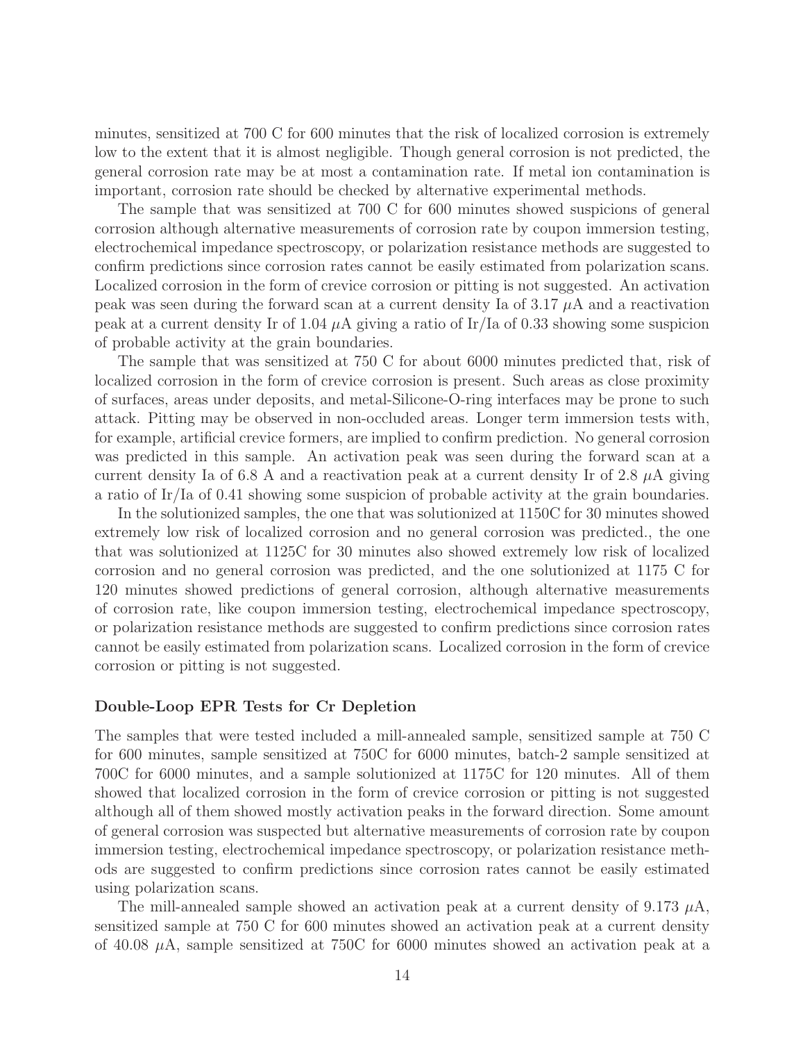minutes, sensitized at 700 C for 600 minutes that the risk of localized corrosion is extremely low to the extent that it is almost negligible. Though general corrosion is not predicted, the general corrosion rate may be at most a contamination rate. If metal ion contamination is important, corrosion rate should be checked by alternative experimental methods.

The sample that was sensitized at 700 C for 600 minutes showed suspicions of general corrosion although alternative measurements of corrosion rate by coupon immersion testing, electrochemical impedance spectroscopy, or polarization resistance methods are suggested to confirm predictions since corrosion rates cannot be easily estimated from polarization scans. Localized corrosion in the form of crevice corrosion or pitting is not suggested. An activation peak was seen during the forward scan at a current density Ia of 3.17 $\mu$A and a reactivation peak at a current density Ir of 1.04 $\mu$A giving a ratio of Ir/Ia of 0.33 showing some suspicion of probable activity at the grain boundaries.

The sample that was sensitized at 750 C for about 6000 minutes predicted that, risk of localized corrosion in the form of crevice corrosion is present. Such areas as close proximity of surfaces, areas under deposits, and metal-Silicone-O-ring interfaces may be prone to such attack. Pitting may be observed in non-occluded areas. Longer term immersion tests with, for example, artificial crevice formers, are implied to confirm prediction. No general corrosion was predicted in this sample. An activation peak was seen during the forward scan at a current density Ia of 6.8 A and a reactivation peak at a current density Ir of 2.8 $\mu$A giving a ratio of Ir/Ia of 0.41 showing some suspicion of probable activity at the grain boundaries.

In the solutionized samples, the one that was solutionized at 1150C for 30 minutes showed extremely low risk of localized corrosion and no general corrosion was predicted., the one that was solutionized at 1125C for 30 minutes also showed extremely low risk of localized corrosion and no general corrosion was predicted, and the one solutionized at 1175 C for 120 minutes showed predictions of general corrosion, although alternative measurements of corrosion rate, like coupon immersion testing, electrochemical impedance spectroscopy, or polarization resistance methods are suggested to confirm predictions since corrosion rates cannot be easily estimated from polarization scans. Localized corrosion in the form of crevice corrosion or pitting is not suggested.

### Double-Loop EPR Tests for Cr Depletion

The samples that were tested included a mill-annealed sample, sensitized sample at 750 C for 600 minutes, sample sensitized at 750C for 6000 minutes, batch-2 sample sensitized at 700C for 6000 minutes, and a sample solutionized at 1175C for 120 minutes. All of them showed that localized corrosion in the form of crevice corrosion or pitting is not suggested although all of them showed mostly activation peaks in the forward direction. Some amount of general corrosion was suspected but alternative measurements of corrosion rate by coupon immersion testing, electrochemical impedance spectroscopy, or polarization resistance methods are suggested to confirm predictions since corrosion rates cannot be easily estimated using polarization scans.

The mill-annealed sample showed an activation peak at a current density of 9.173 $\mu$A, sensitized sample at 750 C for 600 minutes showed an activation peak at a current density of 40.08 $\mu$A, sample sensitized at 750C for 6000 minutes showed an activation peak at a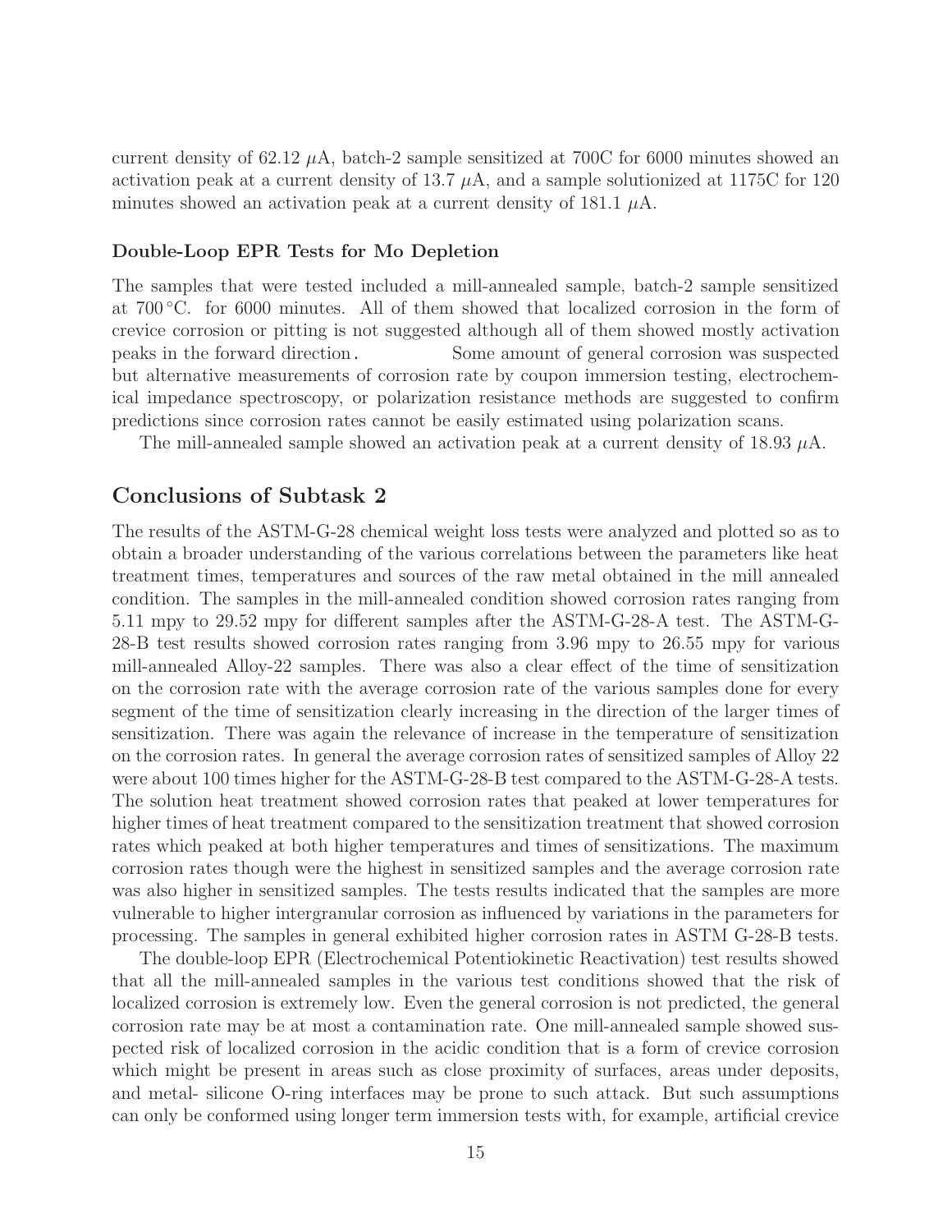current density of 62.12 $\mu$A, batch-2 sample sensitized at 700C for 6000 minutes showed an activation peak at a current density of 13.7 $\mu$A, and a sample solutionized at 1175C for 120 minutes showed an activation peak at a current density of 181.1 $\mu$A.

### Double-Loop EPR Tests for Mo Depletion

The samples that were tested included a mill-annealed sample, batch-2 sample sensitized at 700 °C. for 6000 minutes. All of them showed that localized corrosion in the form of crevice corrosion or pitting is not suggested although all of them showed mostly activation peaks in the forward direction. Some amount of general corrosion was suspected but alternative measurements of corrosion rate by coupon immersion testing, electrochemical impedance spectroscopy, or polarization resistance methods are suggested to confirm predictions since corrosion rates cannot be easily estimated using polarization scans.

The mill-annealed sample showed an activation peak at a current density of 18.93 $\mu$A.

## Conclusions of Subtask 2

The results of the ASTM-G-28 chemical weight loss tests were analyzed and plotted so as to obtain a broader understanding of the various correlations between the parameters like heat treatment times, temperatures and sources of the raw metal obtained in the mill annealed condition. The samples in the mill-annealed condition showed corrosion rates ranging from 5.11 mpy to 29.52 mpy for different samples after the ASTM-G-28-A test. The ASTM-G-28-B test results showed corrosion rates ranging from 3.96 mpy to 26.55 mpy for various mill-annealed Alloy-22 samples. There was also a clear effect of the time of sensitization on the corrosion rate with the average corrosion rate of the various samples done for every segment of the time of sensitization clearly increasing in the direction of the larger times of sensitization. There was again the relevance of increase in the temperature of sensitization on the corrosion rates. In general the average corrosion rates of sensitized samples of Alloy 22 were about 100 times higher for the ASTM-G-28-B test compared to the ASTM-G-28-A tests. The solution heat treatment showed corrosion rates that peaked at lower temperatures for higher times of heat treatment compared to the sensitization treatment that showed corrosion rates which peaked at both higher temperatures and times of sensitizations. The maximum corrosion rates though were the highest in sensitized samples and the average corrosion rate was also higher in sensitized samples. The tests results indicated that the samples are more vulnerable to higher intergranular corrosion as influenced by variations in the parameters for processing. The samples in general exhibited higher corrosion rates in ASTM G-28-B tests.

The double-loop EPR (Electrochemical Potentiokinetic Reactivation) test results showed that all the mill-annealed samples in the various test conditions showed that the risk of localized corrosion is extremely low. Even the general corrosion is not predicted, the general corrosion rate may be at most a contamination rate. One mill-annealed sample showed suspected risk of localized corrosion in the acidic condition that is a form of crevice corrosion which might be present in areas such as close proximity of surfaces, areas under deposits, and metal- silicone O-ring interfaces may be prone to such attack. But such assumptions can only be conformed using longer term immersion tests with, for example, artificial crevice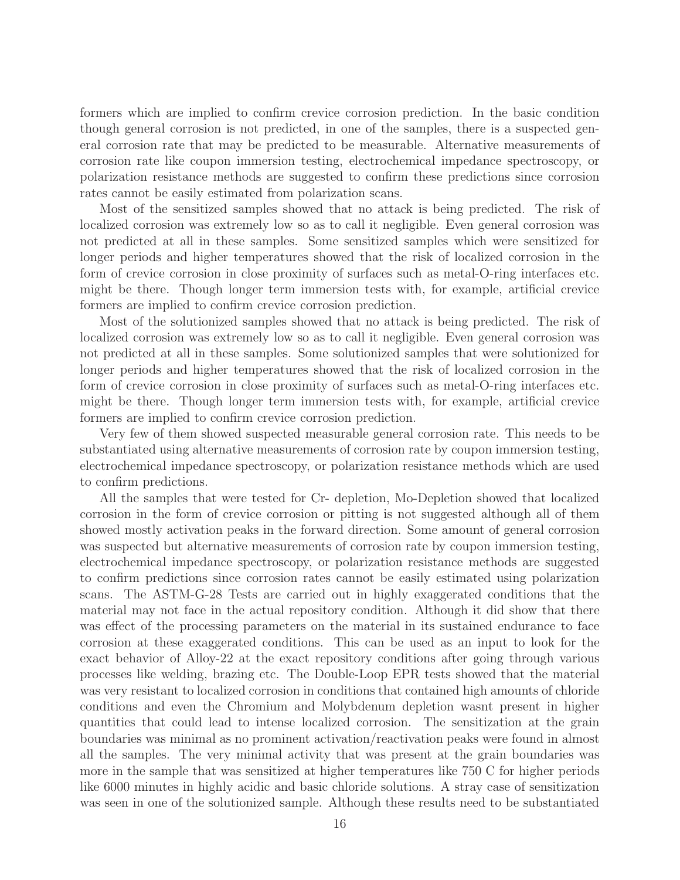formers which are implied to confirm crevice corrosion prediction. In the basic condition though general corrosion is not predicted, in one of the samples, there is a suspected general corrosion rate that may be predicted to be measurable. Alternative measurements of corrosion rate like coupon immersion testing, electrochemical impedance spectroscopy, or polarization resistance methods are suggested to confirm these predictions since corrosion rates cannot be easily estimated from polarization scans.

Most of the sensitized samples showed that no attack is being predicted. The risk of localized corrosion was extremely low so as to call it negligible. Even general corrosion was not predicted at all in these samples. Some sensitized samples which were sensitized for longer periods and higher temperatures showed that the risk of localized corrosion in the form of crevice corrosion in close proximity of surfaces such as metal-O-ring interfaces etc. might be there. Though longer term immersion tests with, for example, artificial crevice formers are implied to confirm crevice corrosion prediction.

Most of the solutionized samples showed that no attack is being predicted. The risk of localized corrosion was extremely low so as to call it negligible. Even general corrosion was not predicted at all in these samples. Some solutionized samples that were solutionized for longer periods and higher temperatures showed that the risk of localized corrosion in the form of crevice corrosion in close proximity of surfaces such as metal-O-ring interfaces etc. might be there. Though longer term immersion tests with, for example, artificial crevice formers are implied to confirm crevice corrosion prediction.

Very few of them showed suspected measurable general corrosion rate. This needs to be substantiated using alternative measurements of corrosion rate by coupon immersion testing, electrochemical impedance spectroscopy, or polarization resistance methods which are used to confirm predictions.

All the samples that were tested for Cr- depletion, Mo-Depletion showed that localized corrosion in the form of crevice corrosion or pitting is not suggested although all of them showed mostly activation peaks in the forward direction. Some amount of general corrosion was suspected but alternative measurements of corrosion rate by coupon immersion testing, electrochemical impedance spectroscopy, or polarization resistance methods are suggested to confirm predictions since corrosion rates cannot be easily estimated using polarization scans. The ASTM-G-28 Tests are carried out in highly exaggerated conditions that the material may not face in the actual repository condition. Although it did show that there was effect of the processing parameters on the material in its sustained endurance to face corrosion at these exaggerated conditions. This can be used as an input to look for the exact behavior of Alloy-22 at the exact repository conditions after going through various processes like welding, brazing etc. The Double-Loop EPR tests showed that the material was very resistant to localized corrosion in conditions that contained high amounts of chloride conditions and even the Chromium and Molybdenum depletion wasnt present in higher quantities that could lead to intense localized corrosion. The sensitization at the grain boundaries was minimal as no prominent activation/reactivation peaks were found in almost all the samples. The very minimal activity that was present at the grain boundaries was more in the sample that was sensitized at higher temperatures like 750 C for higher periods like 6000 minutes in highly acidic and basic chloride solutions. A stray case of sensitization was seen in one of the solutionized sample. Although these results need to be substantiated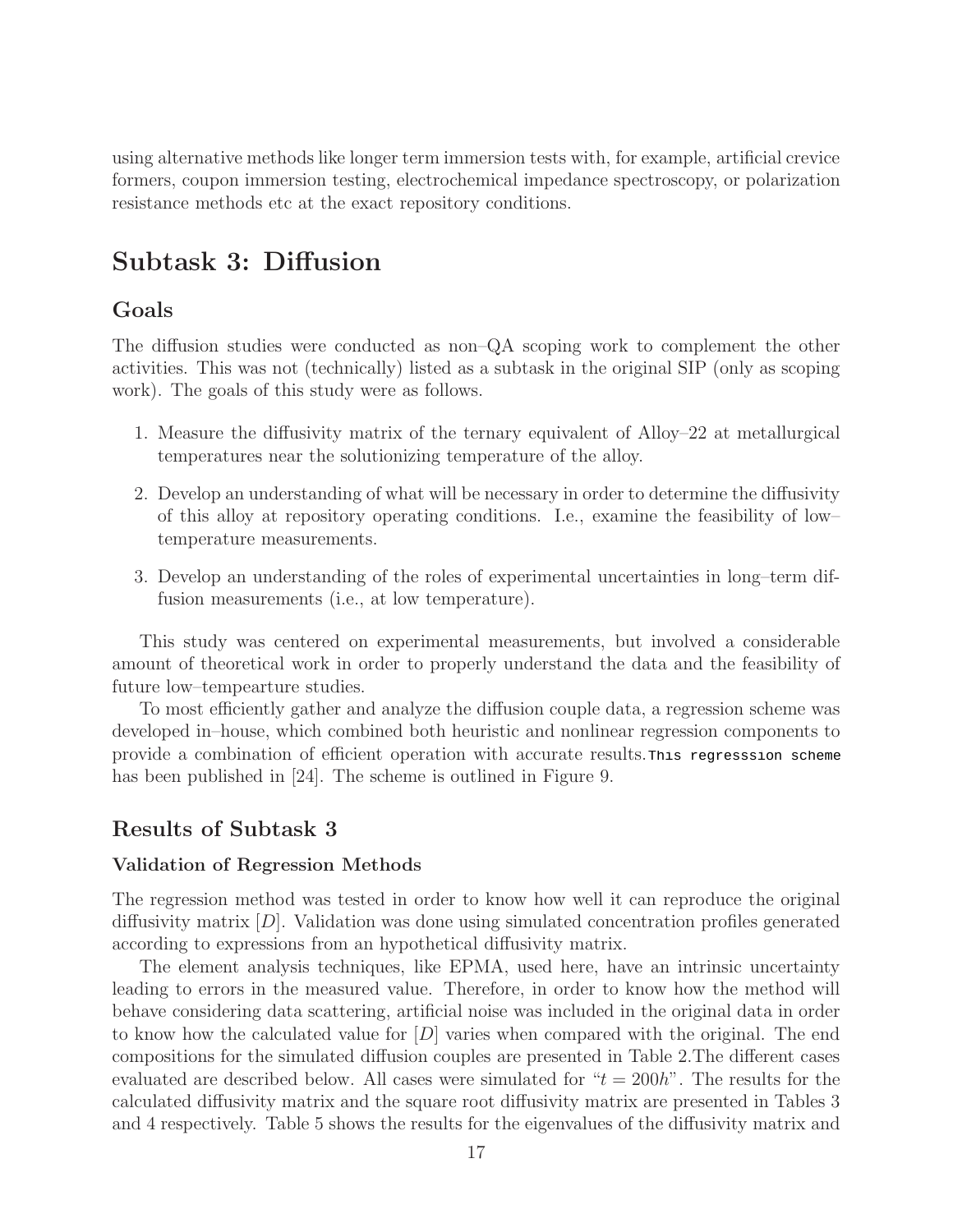using alternative methods like longer term immersion tests with, for example, artificial crevice formers, coupon immersion testing, electrochemical impedance spectroscopy, or polarization resistance methods etc at the exact repository conditions.

# Subtask 3: Diffusion

## Goals

The diffusion studies were conducted as non–QA scoping work to complement the other activities. This was not (technically) listed as a subtask in the original SIP (only as scoping work). The goals of this study were as follows.

1. Measure the diffusivity matrix of the ternary equivalent of Alloy–22 at metallurgical temperatures near the solutionizing temperature of the alloy.
2. Develop an understanding of what will be necessary in order to determine the diffusivity of this alloy at repository operating conditions. I.e., examine the feasibility of low–temperature measurements.
3. Develop an understanding of the roles of experimental uncertainties in long–term diffusion measurements (i.e., at low temperature).

This study was centered on experimental measurements, but involved a considerable amount of theoretical work in order to properly understand the data and the feasibility of future low–tempearture studies.

To most efficiently gather and analyze the diffusion couple data, a regression scheme was developed in–house, which combined both heuristic and nonlinear regression components to provide a combination of efficient operation with accurate results. This regresssion scheme has been published in [24]. The scheme is outlined in Figure 9.

## Results of Subtask 3

### Validation of Regression Methods

The regression method was tested in order to know how well it can reproduce the original diffusivity matrix $[D]$. Validation was done using simulated concentration profiles generated according to expressions from an hypothetical diffusivity matrix.

The element analysis techniques, like EPMA, used here, have an intrinsic uncertainty leading to errors in the measured value. Therefore, in order to know how the method will behave considering data scattering, artificial noise was included in the original data in order to know how the calculated value for $[D]$ varies when compared with the original. The end compositions for the simulated diffusion couples are presented in Table 2.The different cases evaluated are described below. All cases were simulated for "$t = 200h$". The results for the calculated diffusivity matrix and the square root diffusivity matrix are presented in Tables 3 and 4 respectively. Table 5 shows the results for the eigenvalues of the diffusivity matrix and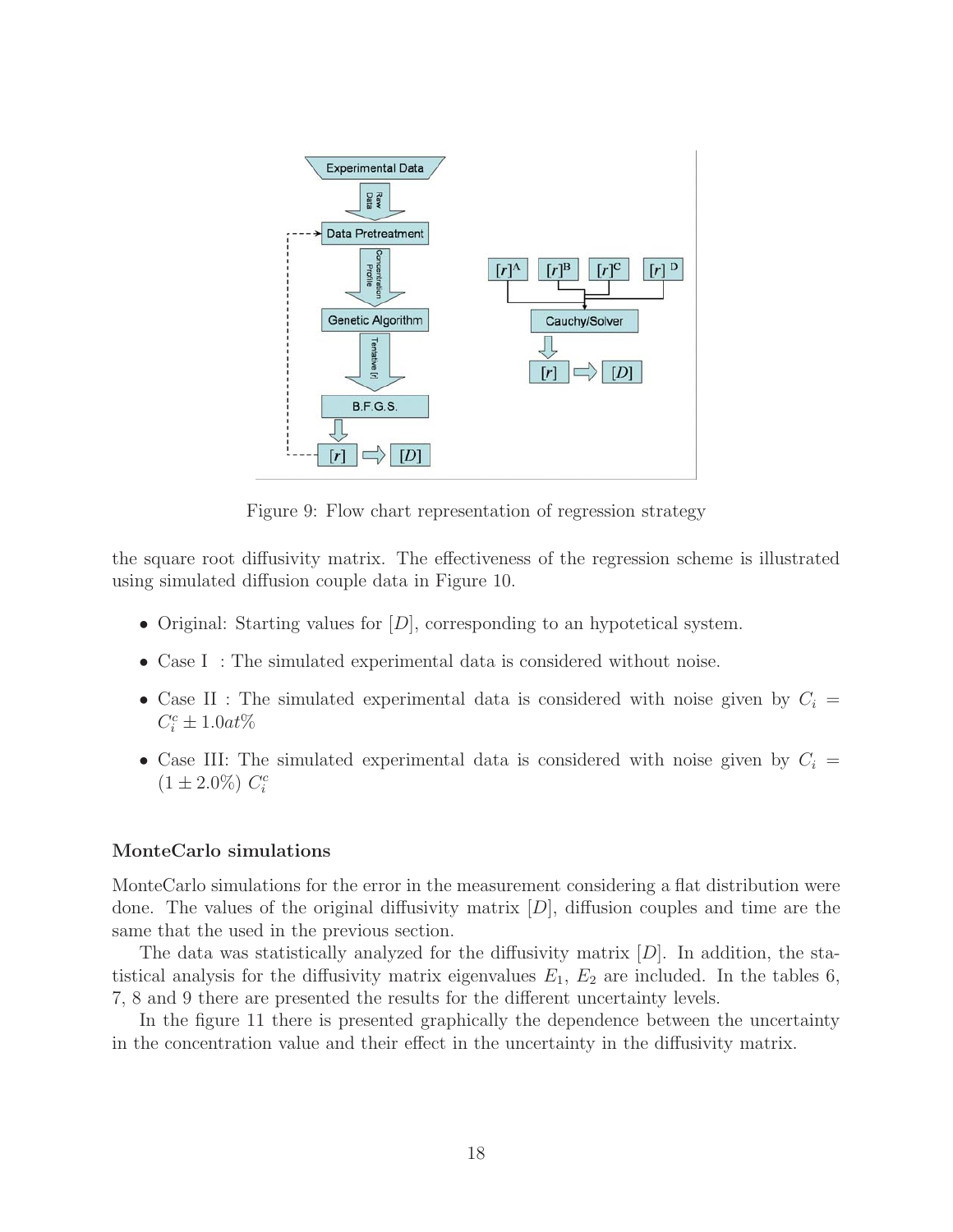Figure 9: Flow chart representation of regression strategy

the square root diffusivity matrix. The effectiveness of the regression scheme is illustrated using simulated diffusion couple data in Figure 10.

- Original: Starting values for $[D]$, corresponding to an hypotetical system.
- Case I : The simulated experimental data is considered without noise.
- Case II : The simulated experimental data is considered with noise given by $C_i = C_i^c \pm 1.0at\%$
- Case III: The simulated experimental data is considered with noise given by $C_i = (1 \pm 2.0\%)\ C_i^c$

### MonteCarlo simulations

MonteCarlo simulations for the error in the measurement considering a flat distribution were done. The values of the original diffusivity matrix $[D]$, diffusion couples and time are the same that the used in the previous section.

The data was statistically analyzed for the diffusivity matrix $[D]$. In addition, the statistical analysis for the diffusivity matrix eigenvalues $E_1$, $E_2$ are included. In the tables 6, 7, 8 and 9 there are presented the results for the different uncertainty levels.

In the figure 11 there is presented graphically the dependence between the uncertainty in the concentration value and their effect in the uncertainty in the diffusivity matrix.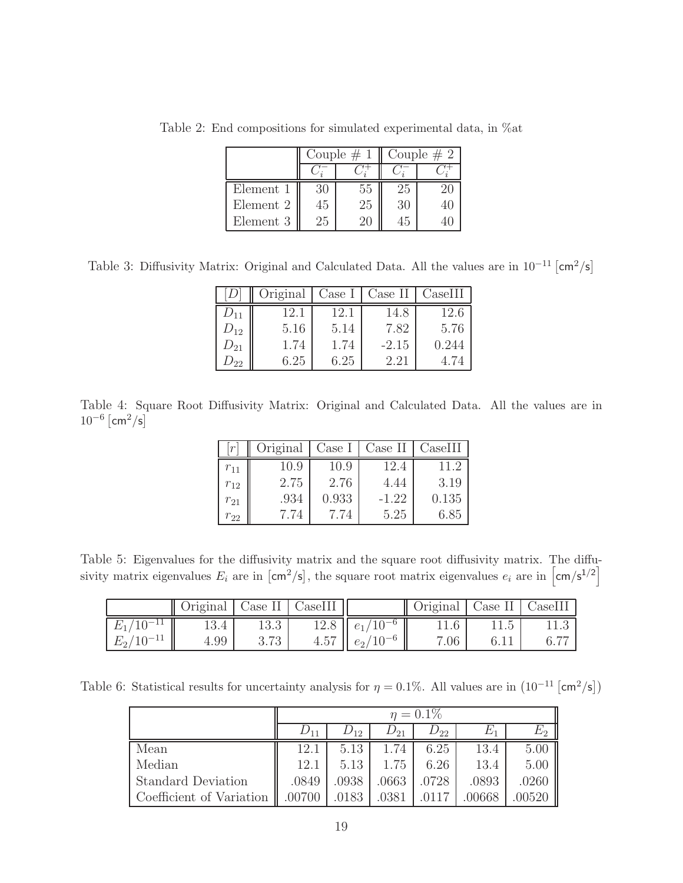Table 2: End compositions for simulated experimental data, in %at

| | Couple # 1 | | Couple # 2 | |
|---|---|---|---|---|
| | $C_i^-$ | $C_i^+$ | $C_i^-$ | $C_i^+$ |
| Element 1 | 30 | 55 | 25 | 20 |
| Element 2 | 45 | 25 | 30 | 40 |
| Element 3 | 25 | 20 | 45 | 40 |

Table 3: Diffusivity Matrix: Original and Calculated Data. All the values are in $10^{-11}$ [$\mathsf{cm^2/s}$]

| $[D]$ | Original | Case I | Case II | CaseIII |
|---|---|---|---|---|
| $D_{11}$ | 12.1 | 12.1 | 14.8 | 12.6 |
| $D_{12}$ | 5.16 | 5.14 | 7.82 | 5.76 |
| $D_{21}$ | 1.74 | 1.74 | -2.15 | 0.244 |
| $D_{22}$ | 6.25 | 6.25 | 2.21 | 4.74 |

Table 4: Square Root Diffusivity Matrix: Original and Calculated Data. All the values are in $10^{-6}$ [$\mathsf{cm^2/s}$]

| $[r]$ | Original | Case I | Case II | CaseIII |
|---|---|---|---|---|
| $r_{11}$ | 10.9 | 10.9 | 12.4 | 11.2 |
| $r_{12}$ | 2.75 | 2.76 | 4.44 | 3.19 |
| $r_{21}$ | .934 | 0.933 | -1.22 | 0.135 |
| $r_{22}$ | 7.74 | 7.74 | 5.25 | 6.85 |

Table 5: Eigenvalues for the diffusivity matrix and the square root diffusivity matrix. The diffusivity matrix eigenvalues $E_i$ are in [$\mathsf{cm^2/s}$], the square root matrix eigenvalues $e_i$ are in [$\mathsf{cm/s^{1/2}}$]

| | Original | Case II | CaseIII | | Original | Case II | CaseIII |
|---|---|---|---|---|---|---|---|
| $E_1/10^{-11}$ | 13.4 | 13.3 | 12.8 | $e_1/10^{-6}$ | 11.6 | 11.5 | 11.3 |
| $E_2/10^{-11}$ | 4.99 | 3.73 | 4.57 | $e_2/10^{-6}$ | 7.06 | 6.11 | 6.77 |

Table 6: Statistical results for uncertainty analysis for $\eta = 0.1\%$. All values are in ($10^{-11}$ [$\mathsf{cm^2/s}$])

| | $\eta = 0.1\%$ | | | | | |
|---|---|---|---|---|---|---|
| | $D_{11}$ | $D_{12}$ | $D_{21}$ | $D_{22}$ | $E_1$ | $E_2$ |
| Mean | 12.1 | 5.13 | 1.74 | 6.25 | 13.4 | 5.00 |
| Median | 12.1 | 5.13 | 1.75 | 6.26 | 13.4 | 5.00 |
| Standard Deviation | .0849 | .0938 | .0663 | .0728 | .0893 | .0260 |
| Coefficient of Variation | .00700 | .0183 | .0381 | .0117 | .00668 | .00520 |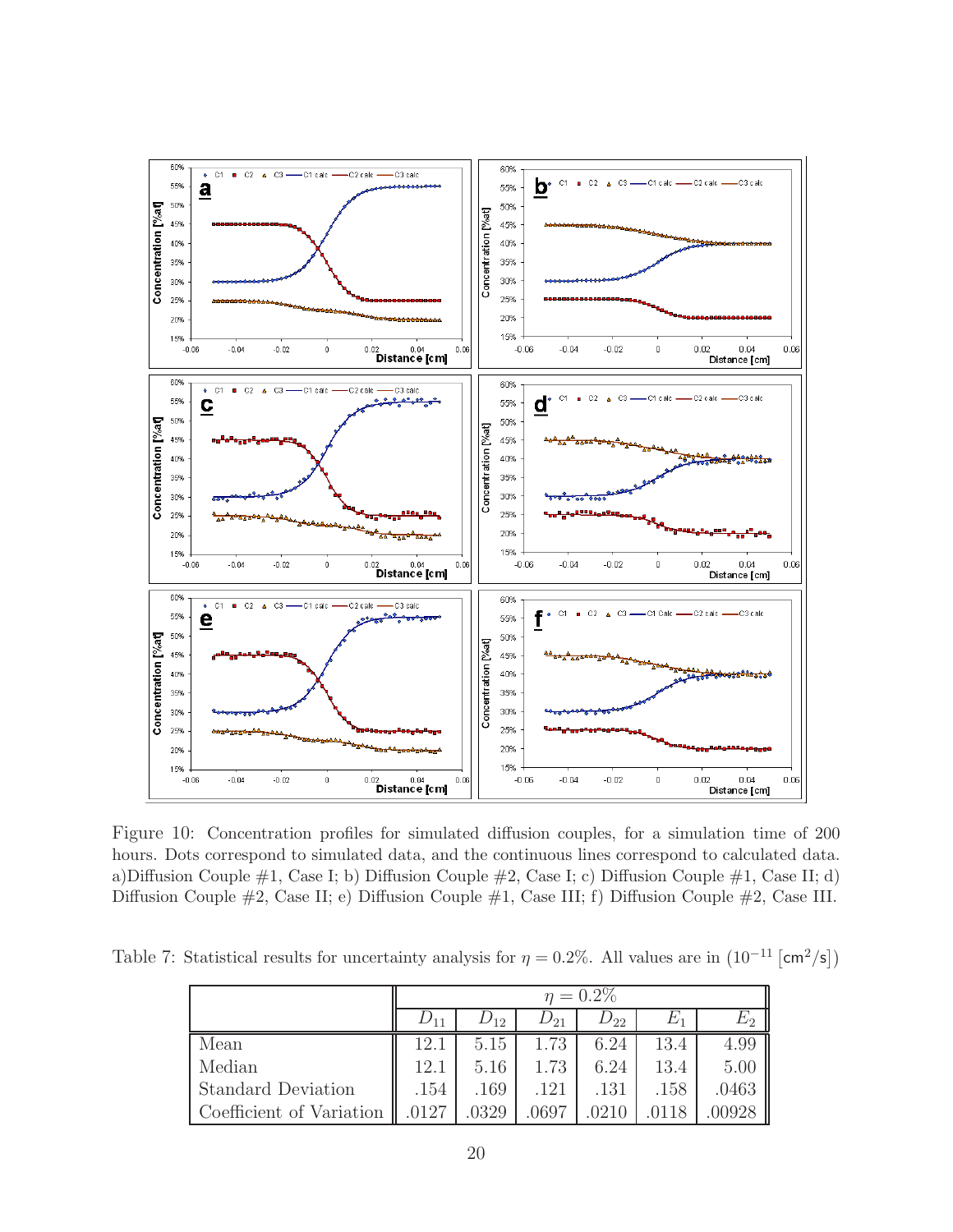Figure 10: Concentration profiles for simulated diffusion couples, for a simulation time of 200 hours. Dots correspond to simulated data, and the continuous lines correspond to calculated data. a)Diffusion Couple #1, Case I; b) Diffusion Couple #2, Case I; c) Diffusion Couple #1, Case II; d) Diffusion Couple #2, Case II; e) Diffusion Couple #1, Case III; f) Diffusion Couple #2, Case III.

Table 7: Statistical results for uncertainty analysis for $\eta = 0.2\%$. All values are in ($10^{-11}$ [$\mathrm{cm}^2/\mathrm{s}$])

| | $\eta = 0.2\%$ | | | | | |
|---|---|---|---|---|---|---|
| | $D_{11}$ | $D_{12}$ | $D_{21}$ | $D_{22}$ | $E_1$ | $E_2$ |
| Mean | 12.1 | 5.15 | 1.73 | 6.24 | 13.4 | 4.99 |
| Median | 12.1 | 5.16 | 1.73 | 6.24 | 13.4 | 5.00 |
| Standard Deviation | .154 | .169 | .121 | .131 | .158 | .0463 |
| Coefficient of Variation | .0127 | .0329 | .0697 | .0210 | .0118 | .00928 |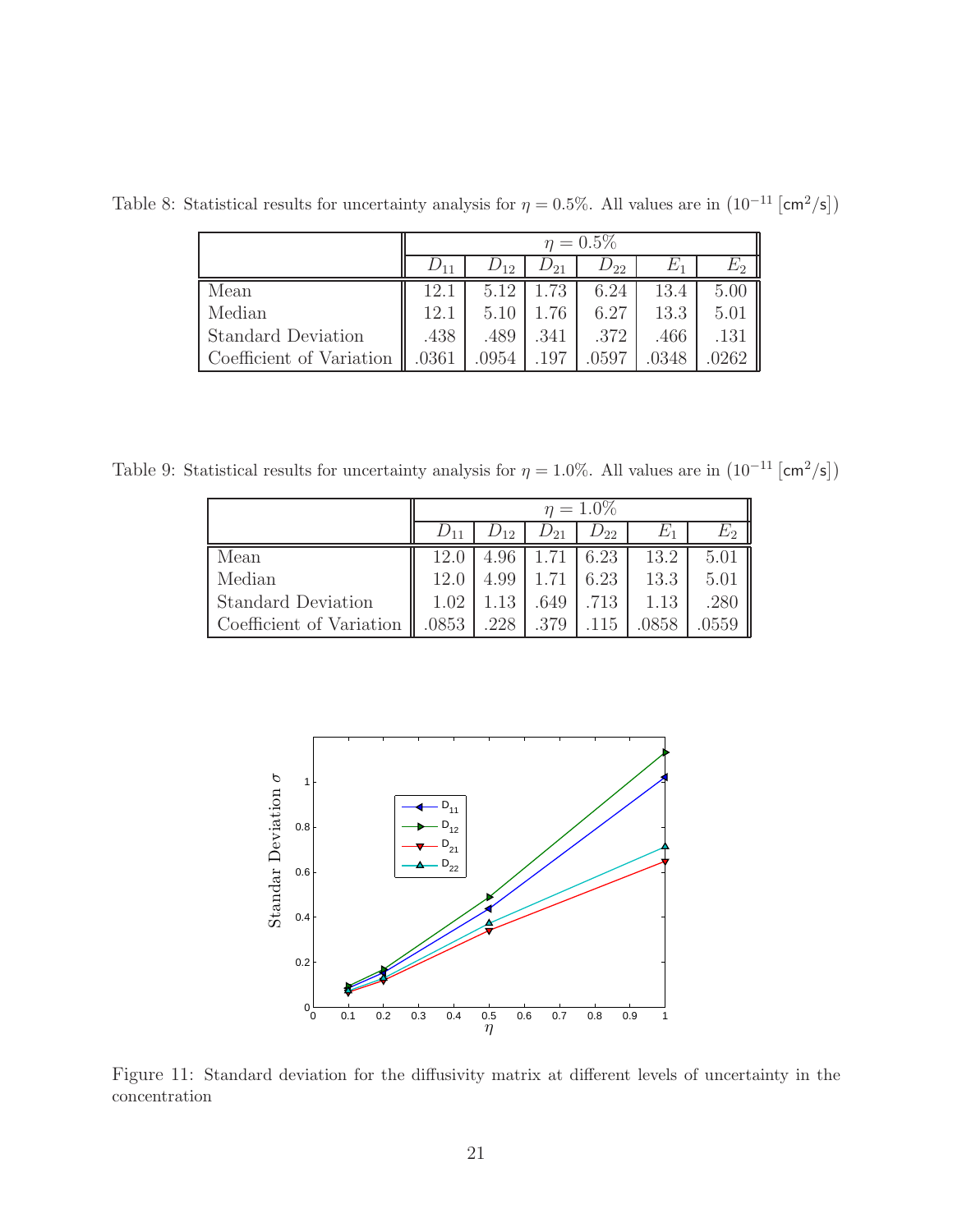Table 8: Statistical results for uncertainty analysis for $\eta = 0.5\%$. All values are in $(10^{-11}\ [\mathsf{cm}^2/\mathsf{s}])$

| | $\eta = 0.5\%$ | | | | | |
|---|---|---|---|---|---|---|
| | $D_{11}$ | $D_{12}$ | $D_{21}$ | $D_{22}$ | $E_1$ | $E_2$ |
| Mean | 12.1 | 5.12 | 1.73 | 6.24 | 13.4 | 5.00 |
| Median | 12.1 | 5.10 | 1.76 | 6.27 | 13.3 | 5.01 |
| Standard Deviation | .438 | .489 | .341 | .372 | .466 | .131 |
| Coefficient of Variation | .0361 | .0954 | .197 | .0597 | .0348 | .0262 |

Table 9: Statistical results for uncertainty analysis for $\eta = 1.0\%$. All values are in $(10^{-11}\ [\mathsf{cm}^2/\mathsf{s}])$

| | $\eta = 1.0\%$ | | | | | |
|---|---|---|---|---|---|---|
| | $D_{11}$ | $D_{12}$ | $D_{21}$ | $D_{22}$ | $E_1$ | $E_2$ |
| Mean | 12.0 | 4.96 | 1.71 | 6.23 | 13.2 | 5.01 |
| Median | 12.0 | 4.99 | 1.71 | 6.23 | 13.3 | 5.01 |
| Standard Deviation | 1.02 | 1.13 | .649 | .713 | 1.13 | .280 |
| Coefficient of Variation | .0853 | .228 | .379 | .115 | .0858 | .0559 |

Figure 11: Standard deviation for the diffusivity matrix at different levels of uncertainty in the concentration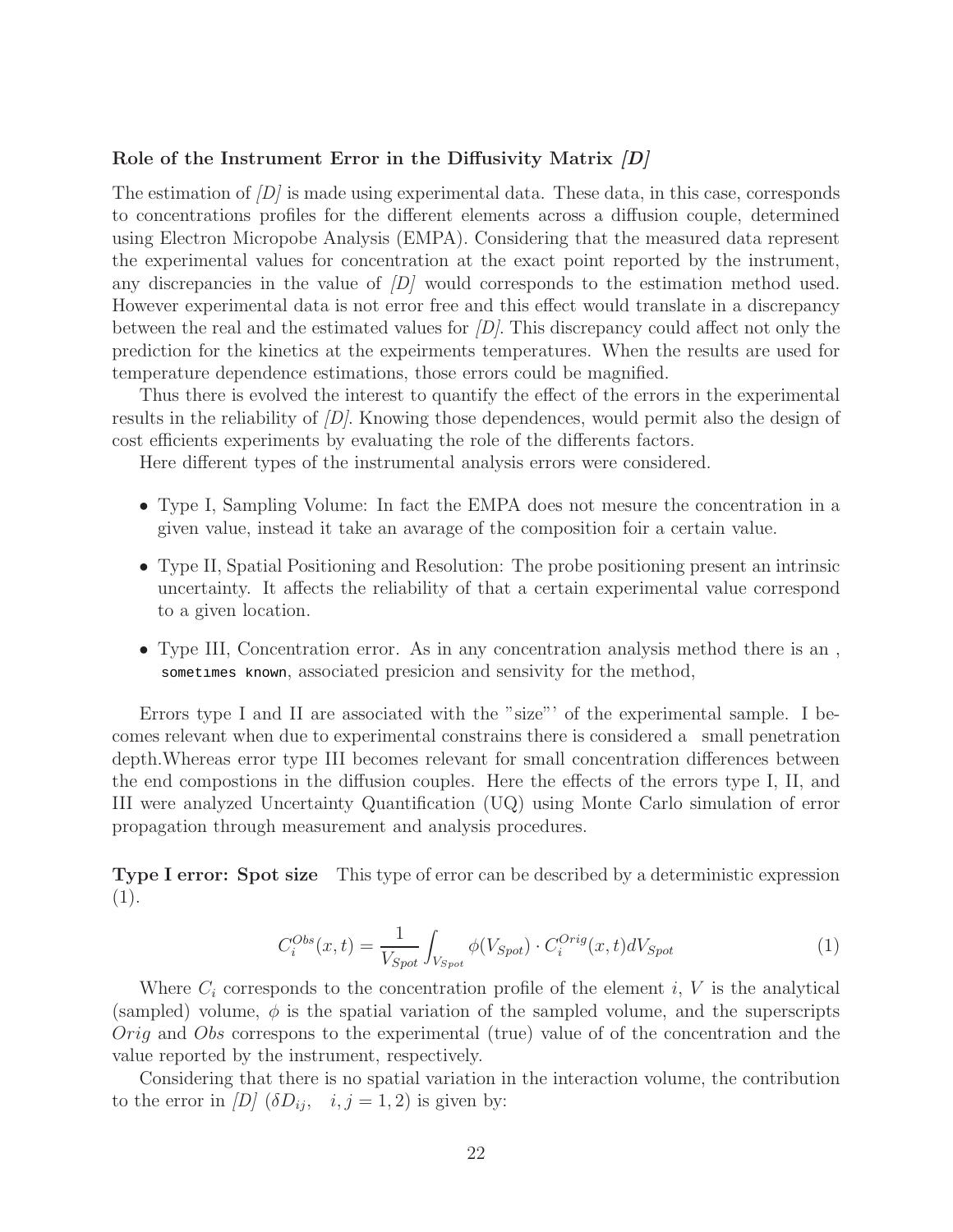**Role of the Instrument Error in the Diffusivity Matrix *[D]***

The estimation of *[D]* is made using experimental data. These data, in this case, corresponds to concentrations profiles for the different elements across a diffusion couple, determined using Electron Micropobe Analysis (EMPA). Considering that the measured data represent the experimental values for concentration at the exact point reported by the instrument, any discrepancies in the value of *[D]* would corresponds to the estimation method used. However experimental data is not error free and this effect would translate in a discrepancy between the real and the estimated values for *[D]*. This discrepancy could affect not only the prediction for the kinetics at the expeirments temperatures. When the results are used for temperature dependence estimations, those errors could be magnified.

Thus there is evolved the interest to quantify the effect of the errors in the experimental results in the reliability of *[D]*. Knowing those dependences, would permit also the design of cost efficients experiments by evaluating the role of the differents factors.

Here different types of the instrumental analysis errors were considered.

- Type I, Sampling Volume: In fact the EMPA does not mesure the concentration in a given value, instead it take an avarage of the composition foir a certain value.
- Type II, Spatial Positioning and Resolution: The probe positioning present an intrinsic uncertainty. It affects the reliability of that a certain experimental value correspond to a given location.
- Type III, Concentration error. As in any concentration analysis method there is an , sometimes known, associated presicion and sensivity for the method,

Errors type I and II are associated with the "size"' of the experimental sample. I becomes relevant when due to experimental constrains there is considered a small penetration depth.Whereas error type III becomes relevant for small concentration differences between the end compostions in the diffusion couples. Here the effects of the errors type I, II, and III were analyzed Uncertainty Quantification (UQ) using Monte Carlo simulation of error propagation through measurement and analysis procedures.

**Type I error: Spot size** This type of error can be described by a deterministic expression (1).

$$C_i^{Obs}(x,t) = \frac{1}{V_{Spot}} \int_{V_{Spot}} \phi(V_{Spot}) \cdot C_i^{Orig}(x,t) dV_{Spot} \tag{1}$$

Where $C_i$ corresponds to the concentration profile of the element $i$, $V$ is the analytical (sampled) volume, $\phi$ is the spatial variation of the sampled volume, and the superscripts $Orig$ and $Obs$ correspons to the experimental (true) value of of the concentration and the value reported by the instrument, respectively.

Considering that there is no spatial variation in the interaction volume, the contribution to the error in *[D]* ($\delta D_{ij}, \quad i,j = 1,2$) is given by: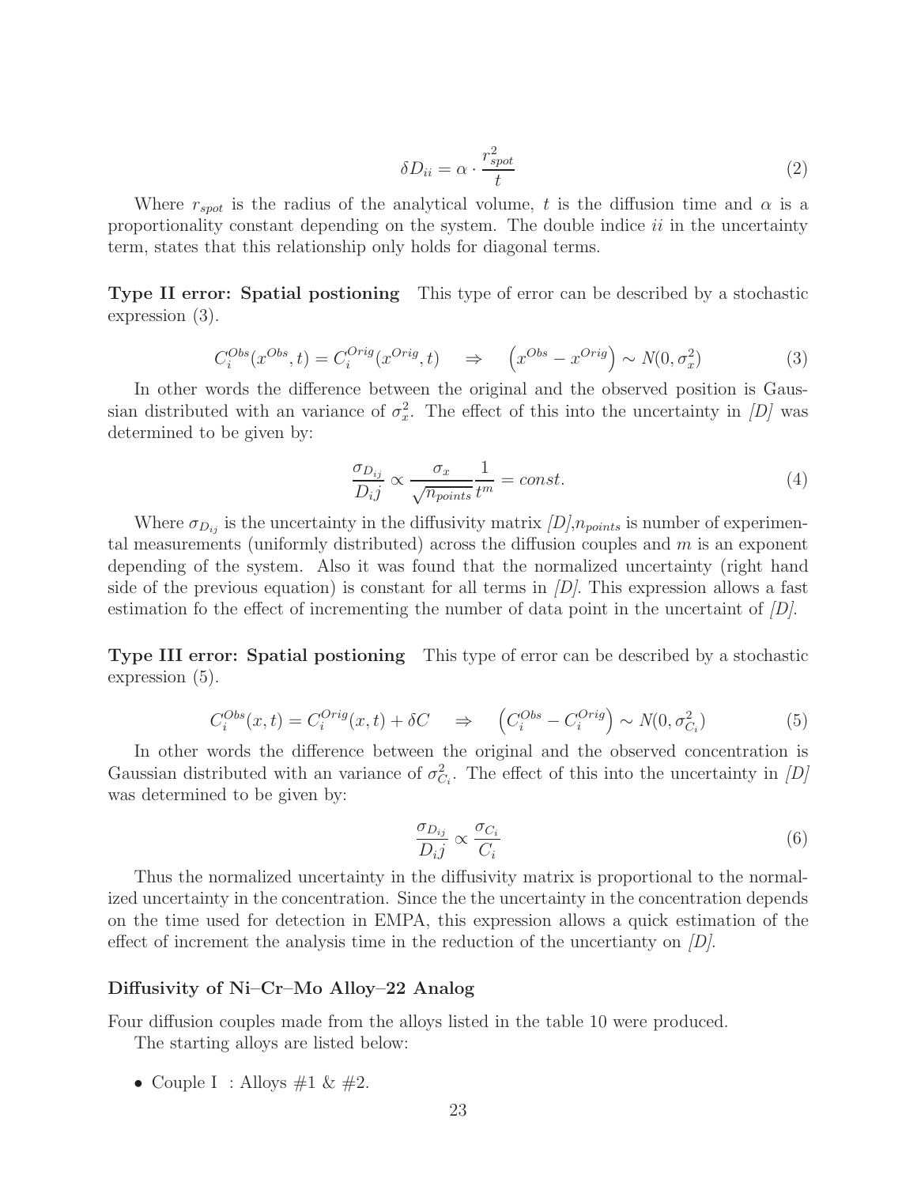$$\delta D_{ii} = \alpha \cdot \frac{r_{spot}^2}{t} \tag{2}$$

Where $r_{spot}$ is the radius of the analytical volume, $t$ is the diffusion time and $\alpha$ is a proportionality constant depending on the system. The double indice $ii$ in the uncertainty term, states that this relationship only holds for diagonal terms.

**Type II error: Spatial postioning** This type of error can be described by a stochastic expression (3).

$$C_i^{Obs}(x^{Obs}, t) = C_i^{Orig}(x^{Orig}, t) \quad \Rightarrow \quad \left(x^{Obs} - x^{Orig}\right) \sim N(0, \sigma_x^2) \tag{3}$$

In other words the difference between the original and the observed position is Gaussian distributed with an variance of $\sigma_x^2$. The effect of this into the uncertainty in *[D]* was determined to be given by:

$$\frac{\sigma_{D_{ij}}}{D_i j} \propto \frac{\sigma_x}{\sqrt{n_{points}}} \frac{1}{t^m} = const. \tag{4}$$

Where $\sigma_{D_{ij}}$ is the uncertainty in the diffusivity matrix *[D]*,$n_{points}$ is number of experimental measurements (uniformly distributed) across the diffusion couples and $m$ is an exponent depending of the system. Also it was found that the normalized uncertainty (right hand side of the previous equation) is constant for all terms in *[D]*. This expression allows a fast estimation fo the effect of incrementing the number of data point in the uncertaint of *[D]*.

**Type III error: Spatial postioning** This type of error can be described by a stochastic expression (5).

$$C_i^{Obs}(x, t) = C_i^{Orig}(x, t) + \delta C \quad \Rightarrow \quad \left(C_i^{Obs} - C_i^{Orig}\right) \sim N(0, \sigma_{C_i}^2) \tag{5}$$

In other words the difference between the original and the observed concentration is Gaussian distributed with an variance of $\sigma_{C_i}^2$. The effect of this into the uncertainty in *[D]* was determined to be given by:

$$\frac{\sigma_{D_{ij}}}{D_i j} \propto \frac{\sigma_{C_i}}{C_i} \tag{6}$$

Thus the normalized uncertainty in the diffusivity matrix is proportional to the normalized uncertainty in the concentration. Since the the uncertainty in the concentration depends on the time used for detection in EMPA, this expression allows a quick estimation of the effect of increment the analysis time in the reduction of the uncertianty on *[D]*.

#### Diffusivity of Ni–Cr–Mo Alloy–22 Analog

Four diffusion couples made from the alloys listed in the table 10 were produced.

The starting alloys are listed below:

- Couple I : Alloys #1 & #2.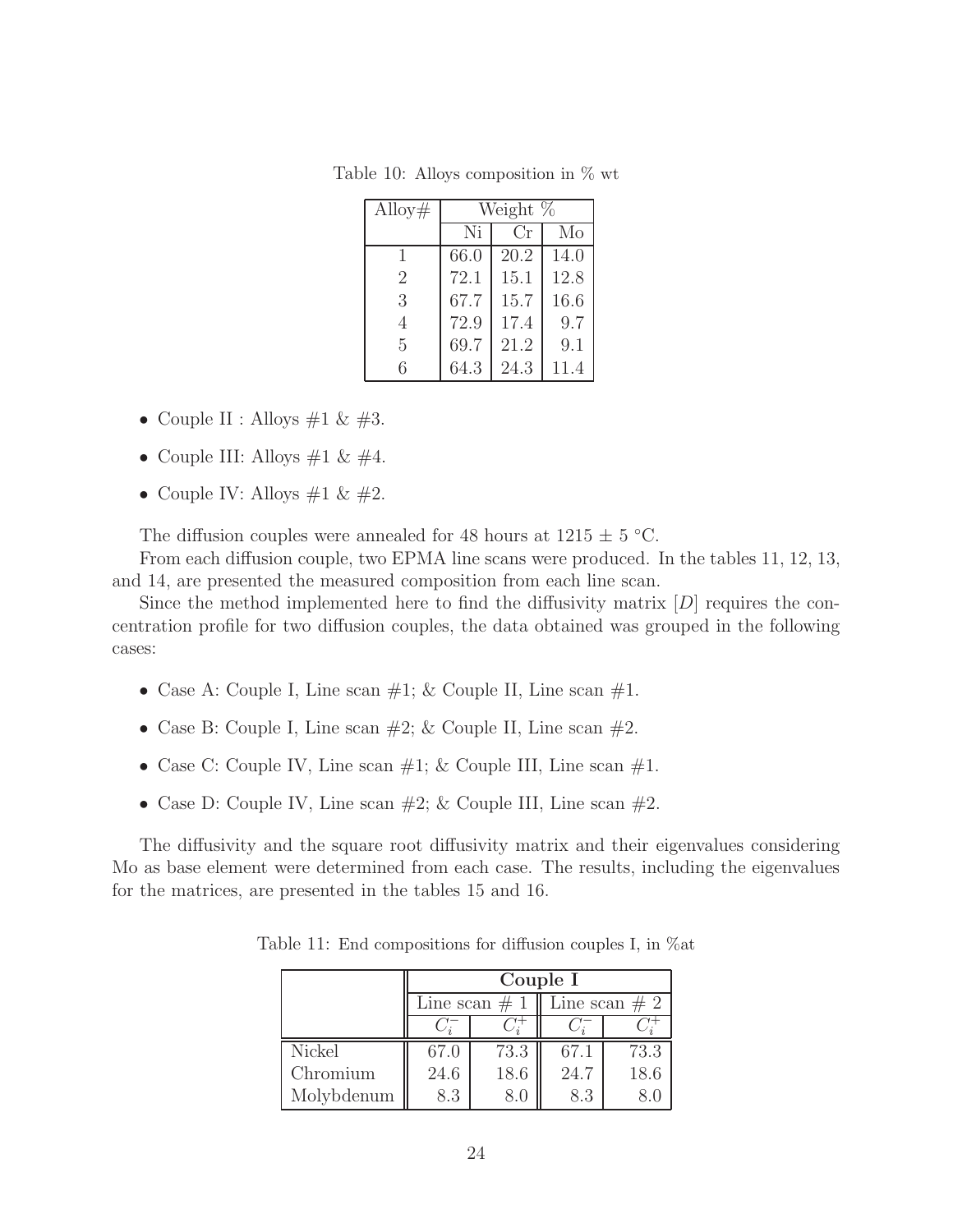Table 10: Alloys composition in % wt

| Alloy# | Weight % | | |
|---|---|---|---|
| | Ni | Cr | Mo |
| 1 | 66.0 | 20.2 | 14.0 |
| 2 | 72.1 | 15.1 | 12.8 |
| 3 | 67.7 | 15.7 | 16.6 |
| 4 | 72.9 | 17.4 | 9.7 |
| 5 | 69.7 | 21.2 | 9.1 |
| 6 | 64.3 | 24.3 | 11.4 |

- Couple II : Alloys #1 & #3.
- Couple III: Alloys #1 & #4.
- Couple IV: Alloys #1 & #2.

The diffusion couples were annealed for 48 hours at 1215 ± 5 °C.

From each diffusion couple, two EPMA line scans were produced. In the tables 11, 12, 13, and 14, are presented the measured composition from each line scan.

Since the method implemented here to find the diffusivity matrix $[D]$ requires the concentration profile for two diffusion couples, the data obtained was grouped in the following cases:

- Case A: Couple I, Line scan #1; & Couple II, Line scan #1.
- Case B: Couple I, Line scan #2; & Couple II, Line scan #2.
- Case C: Couple IV, Line scan #1; & Couple III, Line scan #1.
- Case D: Couple IV, Line scan #2; & Couple III, Line scan #2.

The diffusivity and the square root diffusivity matrix and their eigenvalues considering Mo as base element were determined from each case. The results, including the eigenvalues for the matrices, are presented in the tables 15 and 16.

Table 11: End compositions for diffusion couples I, in %at

| | **Couple I** | | | |
|---|---|---|---|---|
| | Line scan # 1 | | Line scan # 2 | |
| | $C_i^-$ | $C_i^+$ | $C_i^-$ | $C_i^+$ |
| Nickel | 67.0 | 73.3 | 67.1 | 73.3 |
| Chromium | 24.6 | 18.6 | 24.7 | 18.6 |
| Molybdenum | 8.3 | 8.0 | 8.3 | 8.0 |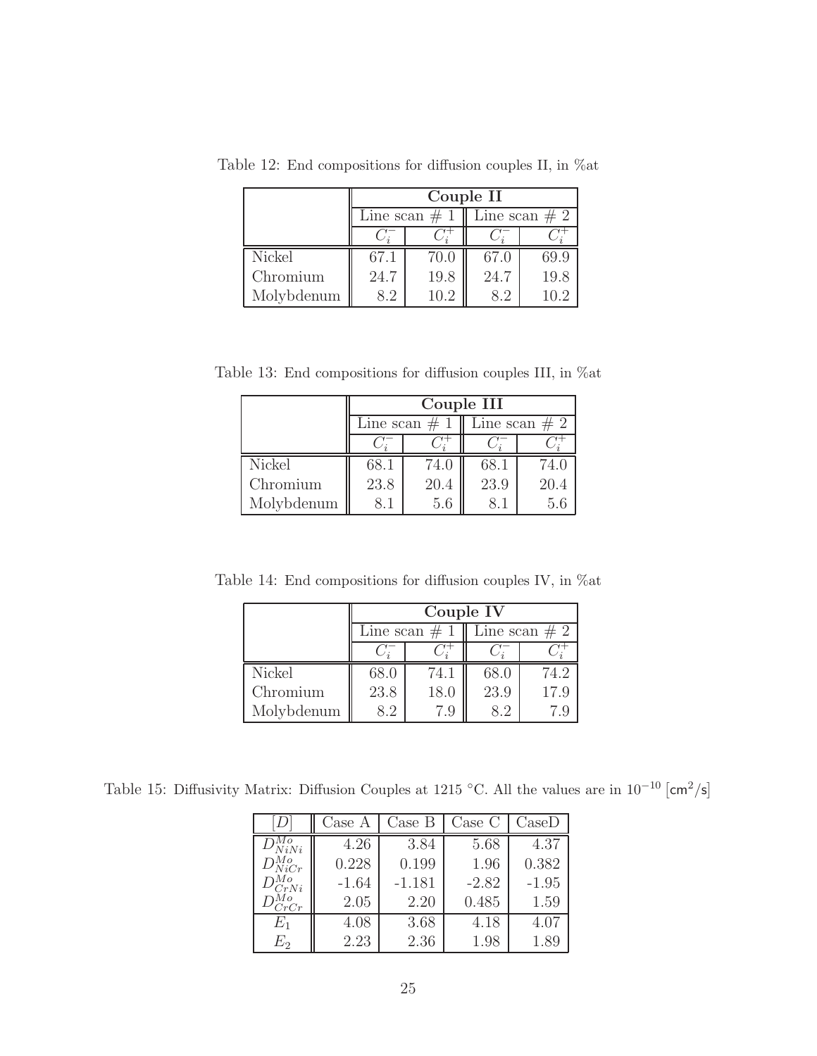Table 12: End compositions for diffusion couples II, in %at

| | Couple II | | | |
|---|---|---|---|---|
| | Line scan # 1 | | Line scan # 2 | |
| | $C_i^-$ | $C_i^+$ | $C_i^-$ | $C_i^+$ |
| Nickel | 67.1 | 70.0 | 67.0 | 69.9 |
| Chromium | 24.7 | 19.8 | 24.7 | 19.8 |
| Molybdenum | 8.2 | 10.2 | 8.2 | 10.2 |

Table 13: End compositions for diffusion couples III, in %at

| | Couple III | | | |
|---|---|---|---|---|
| | Line scan # 1 | | Line scan # 2 | |
| | $C_i^-$ | $C_i^+$ | $C_i^-$ | $C_i^+$ |
| Nickel | 68.1 | 74.0 | 68.1 | 74.0 |
| Chromium | 23.8 | 20.4 | 23.9 | 20.4 |
| Molybdenum | 8.1 | 5.6 | 8.1 | 5.6 |

Table 14: End compositions for diffusion couples IV, in %at

| | Couple IV | | | |
|---|---|---|---|---|
| | Line scan # 1 | | Line scan # 2 | |
| | $C_i^-$ | $C_i^+$ | $C_i^-$ | $C_i^+$ |
| Nickel | 68.0 | 74.1 | 68.0 | 74.2 |
| Chromium | 23.8 | 18.0 | 23.9 | 17.9 |
| Molybdenum | 8.2 | 7.9 | 8.2 | 7.9 |

Table 15: Diffusivity Matrix: Diffusion Couples at 1215 °C. All the values are in $10^{-10}$ [$\mathsf{cm}^2/\mathsf{s}$]

| $[D]$ | Case A | Case B | Case C | CaseD |
|---|---|---|---|---|
| $D_{NiNi}^{Mo}$ | 4.26 | 3.84 | 5.68 | 4.37 |
| $D_{NiCr}^{Mo}$ | 0.228 | 0.199 | 1.96 | 0.382 |
| $D_{CrNi}^{Mo}$ | -1.64 | -1.181 | -2.82 | -1.95 |
| $D_{CrCr}^{Mo}$ | 2.05 | 2.20 | 0.485 | 1.59 |
| $E_1$ | 4.08 | 3.68 | 4.18 | 4.07 |
| $E_2$ | 2.23 | 2.36 | 1.98 | 1.89 |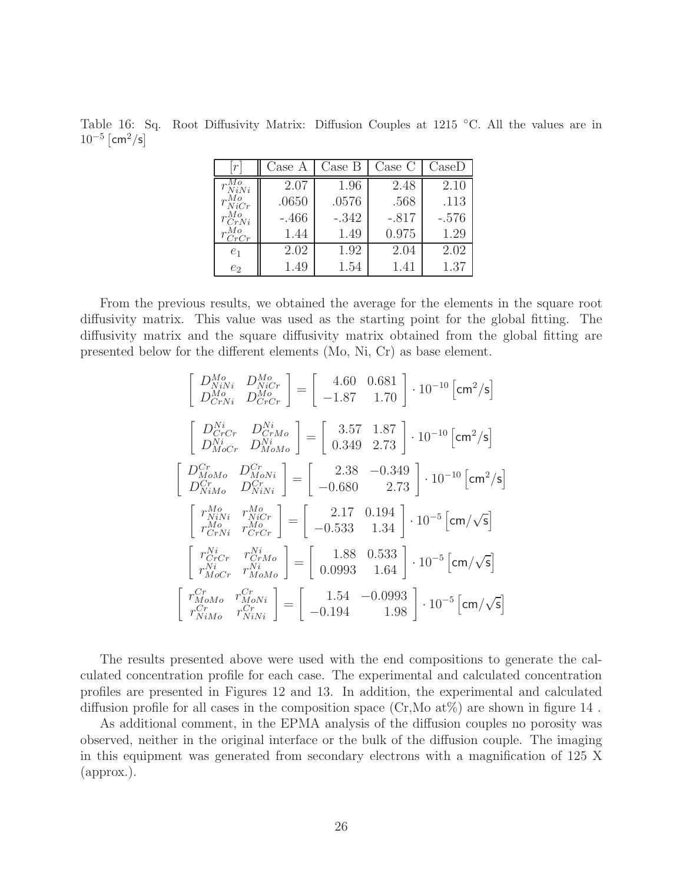Table 16: Sq. Root Diffusivity Matrix: Diffusion Couples at 1215 °C. All the values are in $10^{-5}$ [cm$^2$/s]

| $[r]$ | Case A | Case B | Case C | CaseD |
|---|---|---|---|---|
| $r^{Mo}_{NiNi}$ | 2.07 | 1.96 | 2.48 | 2.10 |
| $r^{Mo}_{NiCr}$ | .0650 | .0576 | .568 | .113 |
| $r^{Mo}_{CrNi}$ | -.466 | -.342 | -.817 | -.576 |
| $r^{Mo}_{CrCr}$ | 1.44 | 1.49 | 0.975 | 1.29 |
| $e_1$ | 2.02 | 1.92 | 2.04 | 2.02 |
| $e_2$ | 1.49 | 1.54 | 1.41 | 1.37 |

From the previous results, we obtained the average for the elements in the square root diffusivity matrix. This value was used as the starting point for the global fitting. The diffusivity matrix and the square diffusivity matrix obtained from the global fitting are presented below for the different elements (Mo, Ni, Cr) as base element.

$$\begin{bmatrix} D^{Mo}_{NiNi} & D^{Mo}_{NiCr} \\ D^{Mo}_{CrNi} & D^{Mo}_{CrCr} \end{bmatrix} = \begin{bmatrix} 4.60 & 0.681 \\ -1.87 & 1.70 \end{bmatrix} \cdot 10^{-10} \left[\mathsf{cm}^2/\mathsf{s}\right]$$

$$\begin{bmatrix} D^{Ni}_{CrCr} & D^{Ni}_{CrMo} \\ D^{Ni}_{MoCr} & D^{Ni}_{MoMo} \end{bmatrix} = \begin{bmatrix} 3.57 & 1.87 \\ 0.349 & 2.73 \end{bmatrix} \cdot 10^{-10} \left[\mathsf{cm}^2/\mathsf{s}\right]$$

$$\begin{bmatrix} D^{Cr}_{MoMo} & D^{Cr}_{MoNi} \\ D^{Cr}_{NiMo} & D^{Cr}_{NiNi} \end{bmatrix} = \begin{bmatrix} 2.38 & -0.349 \\ -0.680 & 2.73 \end{bmatrix} \cdot 10^{-10} \left[\mathsf{cm}^2/\mathsf{s}\right]$$

$$\begin{bmatrix} r^{Mo}_{NiNi} & r^{Mo}_{NiCr} \\ r^{Mo}_{CrNi} & r^{Mo}_{CrCr} \end{bmatrix} = \begin{bmatrix} 2.17 & 0.194 \\ -0.533 & 1.34 \end{bmatrix} \cdot 10^{-5} \left[\mathsf{cm}/\sqrt{\mathsf{s}}\right]$$

$$\begin{bmatrix} r^{Ni}_{CrCr} & r^{Ni}_{CrMo} \\ r^{Ni}_{MoCr} & r^{Ni}_{MoMo} \end{bmatrix} = \begin{bmatrix} 1.88 & 0.533 \\ 0.0993 & 1.64 \end{bmatrix} \cdot 10^{-5} \left[\mathsf{cm}/\sqrt{\mathsf{s}}\right]$$

$$\begin{bmatrix} r^{Cr}_{MoMo} & r^{Cr}_{MoNi} \\ r^{Cr}_{NiMo} & r^{Cr}_{NiNi} \end{bmatrix} = \begin{bmatrix} 1.54 & -0.0993 \\ -0.194 & 1.98 \end{bmatrix} \cdot 10^{-5} \left[\mathsf{cm}/\sqrt{\mathsf{s}}\right]$$

The results presented above were used with the end compositions to generate the calculated concentration profile for each case. The experimental and calculated concentration profiles are presented in Figures 12 and 13. In addition, the experimental and calculated diffusion profile for all cases in the composition space (Cr,Mo at%) are shown in figure 14 .

As additional comment, in the EPMA analysis of the diffusion couples no porosity was observed, neither in the original interface or the bulk of the diffusion couple. The imaging in this equipment was generated from secondary electrons with a magnification of 125 X (approx.).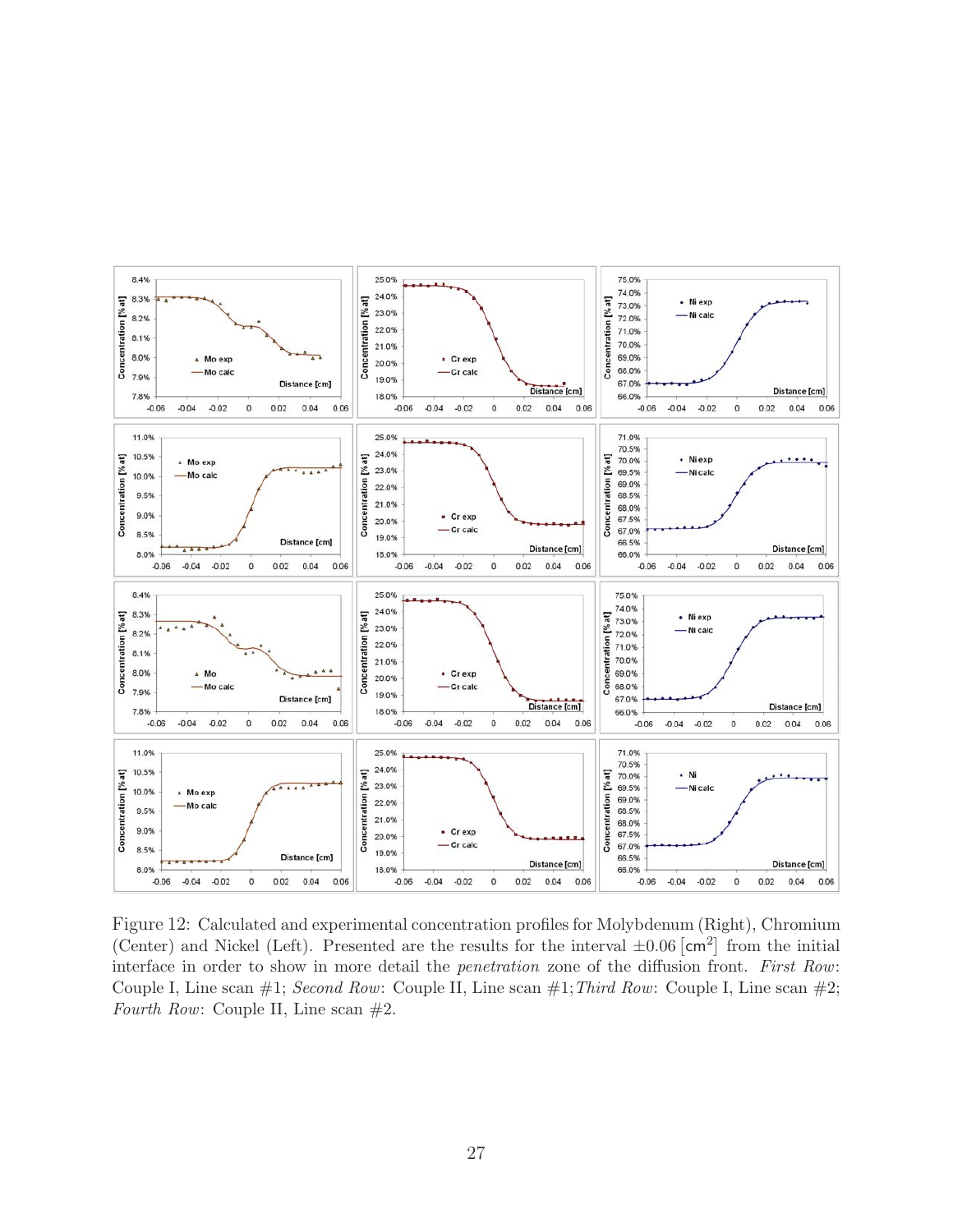Figure 12: Calculated and experimental concentration profiles for Molybdenum (Right), Chromium (Center) and Nickel (Left). Presented are the results for the interval $\pm 0.06\,[\mathsf{cm}^2]$ from the initial interface in order to show in more detail the *penetration* zone of the diffusion front. *First Row*: Couple I, Line scan #1; *Second Row*: Couple II, Line scan #1; *Third Row*: Couple I, Line scan #2; *Fourth Row*: Couple II, Line scan #2.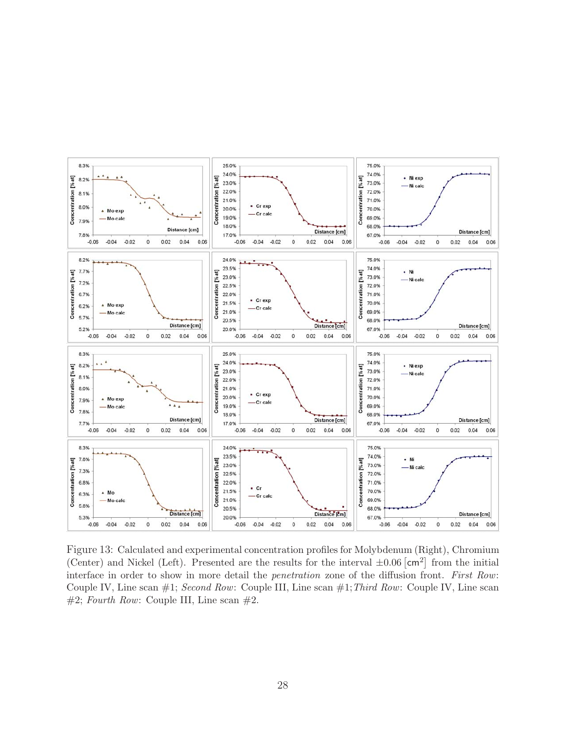Figure 13: Calculated and experimental concentration profiles for Molybdenum (Right), Chromium (Center) and Nickel (Left). Presented are the results for the interval ±0.06 [cm$^2$] from the initial interface in order to show in more detail the *penetration* zone of the diffusion front. *First Row*: Couple IV, Line scan #1; *Second Row*: Couple III, Line scan #1; *Third Row*: Couple IV, Line scan #2; *Fourth Row*: Couple III, Line scan #2.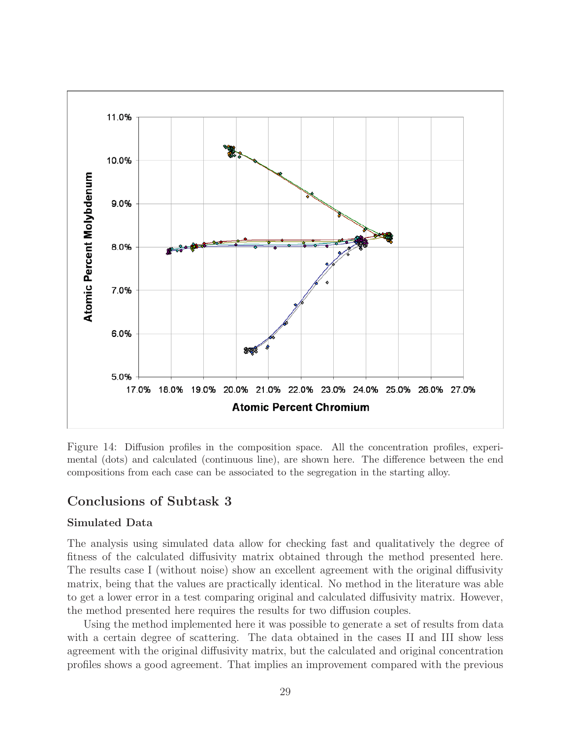Figure 14: Diffusion profiles in the composition space. All the concentration profiles, experimental (dots) and calculated (continuous line), are shown here. The difference between the end compositions from each case can be associated to the segregation in the starting alloy.

## Conclusions of Subtask 3

### Simulated Data

The analysis using simulated data allow for checking fast and qualitatively the degree of fitness of the calculated diffusivity matrix obtained through the method presented here. The results case I (without noise) show an excellent agreement with the original diffusivity matrix, being that the values are practically identical. No method in the literature was able to get a lower error in a test comparing original and calculated diffusivity matrix. However, the method presented here requires the results for two diffusion couples.

Using the method implemented here it was possible to generate a set of results from data with a certain degree of scattering. The data obtained in the cases II and III show less agreement with the original diffusivity matrix, but the calculated and original concentration profiles shows a good agreement. That implies an improvement compared with the previous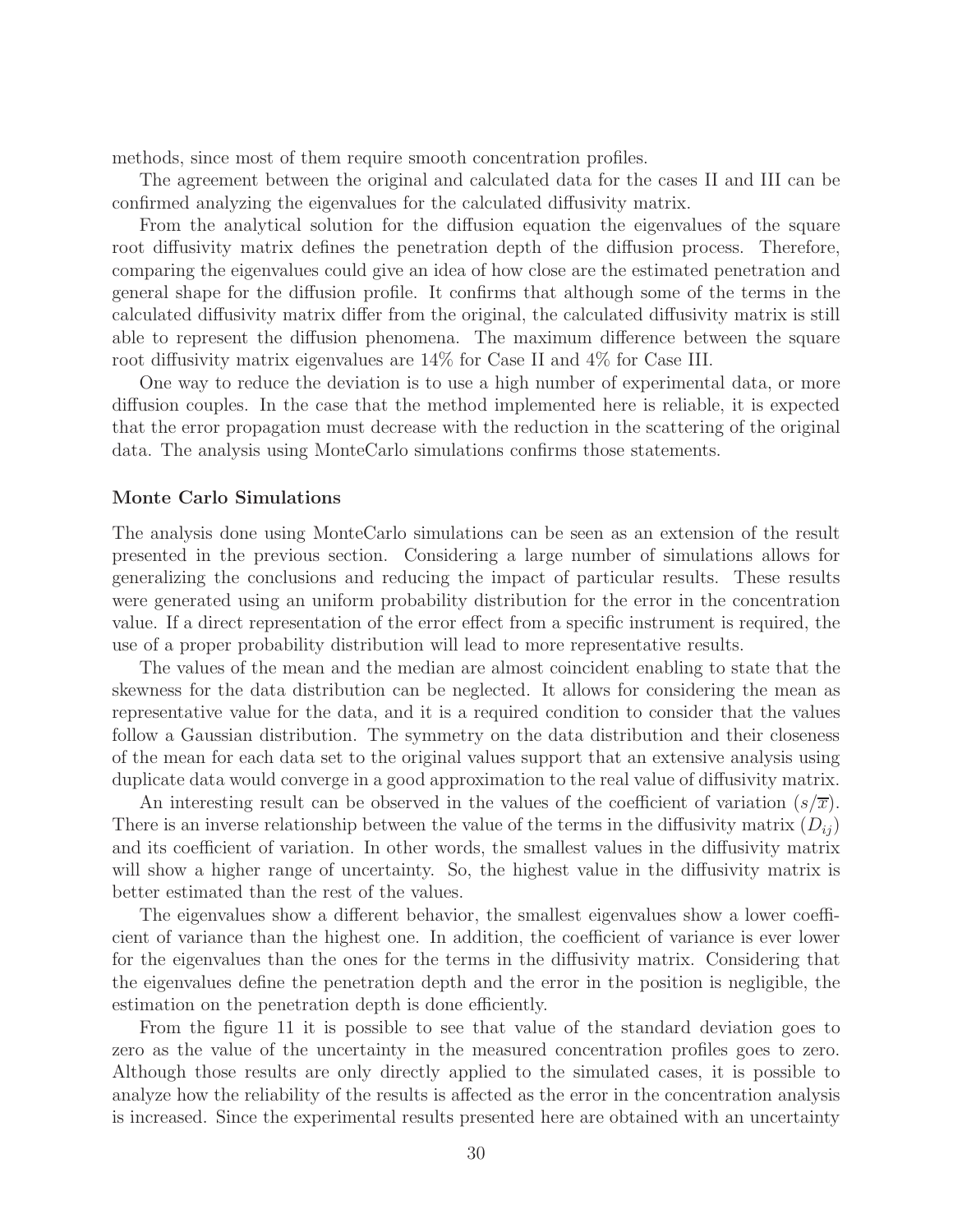methods, since most of them require smooth concentration profiles.

The agreement between the original and calculated data for the cases II and III can be confirmed analyzing the eigenvalues for the calculated diffusivity matrix.

From the analytical solution for the diffusion equation the eigenvalues of the square root diffusivity matrix defines the penetration depth of the diffusion process. Therefore, comparing the eigenvalues could give an idea of how close are the estimated penetration and general shape for the diffusion profile. It confirms that although some of the terms in the calculated diffusivity matrix differ from the original, the calculated diffusivity matrix is still able to represent the diffusion phenomena. The maximum difference between the square root diffusivity matrix eigenvalues are 14% for Case II and 4% for Case III.

One way to reduce the deviation is to use a high number of experimental data, or more diffusion couples. In the case that the method implemented here is reliable, it is expected that the error propagation must decrease with the reduction in the scattering of the original data. The analysis using MonteCarlo simulations confirms those statements.

### Monte Carlo Simulations

The analysis done using MonteCarlo simulations can be seen as an extension of the result presented in the previous section. Considering a large number of simulations allows for generalizing the conclusions and reducing the impact of particular results. These results were generated using an uniform probability distribution for the error in the concentration value. If a direct representation of the error effect from a specific instrument is required, the use of a proper probability distribution will lead to more representative results.

The values of the mean and the median are almost coincident enabling to state that the skewness for the data distribution can be neglected. It allows for considering the mean as representative value for the data, and it is a required condition to consider that the values follow a Gaussian distribution. The symmetry on the data distribution and their closeness of the mean for each data set to the original values support that an extensive analysis using duplicate data would converge in a good approximation to the real value of diffusivity matrix.

An interesting result can be observed in the values of the coefficient of variation ($s/\overline{x}$). There is an inverse relationship between the value of the terms in the diffusivity matrix ($D_{ij}$) and its coefficient of variation. In other words, the smallest values in the diffusivity matrix will show a higher range of uncertainty. So, the highest value in the diffusivity matrix is better estimated than the rest of the values.

The eigenvalues show a different behavior, the smallest eigenvalues show a lower coefficient of variance than the highest one. In addition, the coefficient of variance is ever lower for the eigenvalues than the ones for the terms in the diffusivity matrix. Considering that the eigenvalues define the penetration depth and the error in the position is negligible, the estimation on the penetration depth is done efficiently.

From the figure 11 it is possible to see that value of the standard deviation goes to zero as the value of the uncertainty in the measured concentration profiles goes to zero. Although those results are only directly applied to the simulated cases, it is possible to analyze how the reliability of the results is affected as the error in the concentration analysis is increased. Since the experimental results presented here are obtained with an uncertainty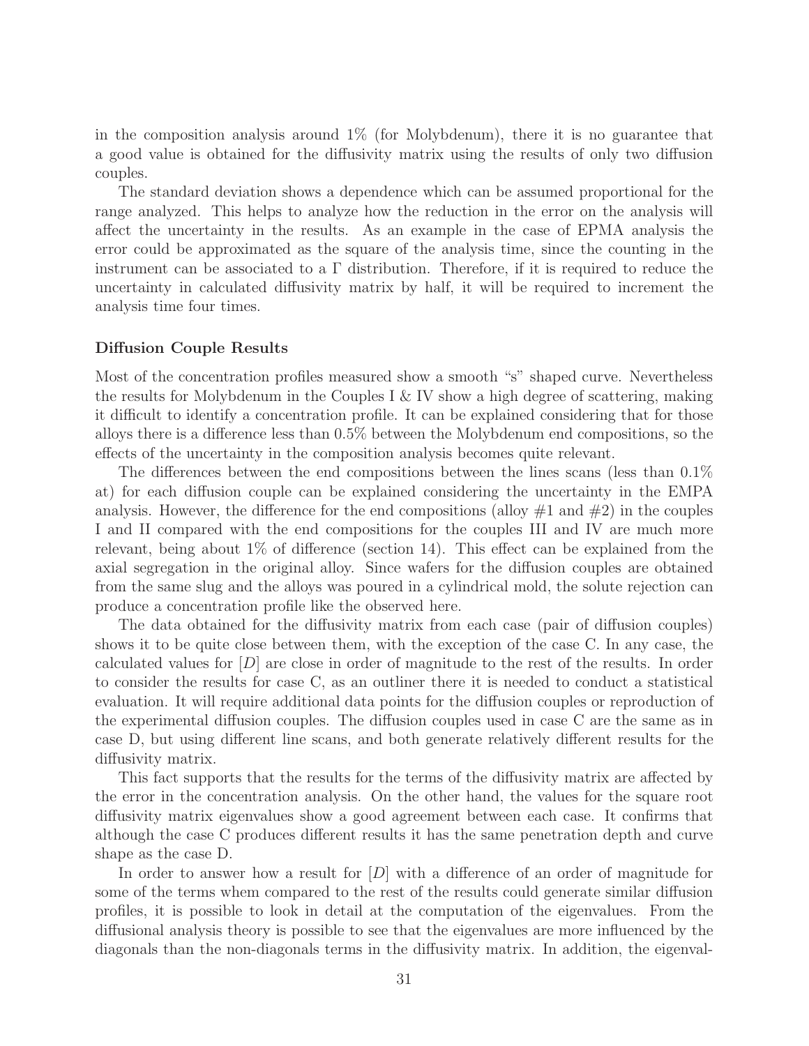in the composition analysis around 1% (for Molybdenum), there it is no guarantee that a good value is obtained for the diffusivity matrix using the results of only two diffusion couples.

The standard deviation shows a dependence which can be assumed proportional for the range analyzed. This helps to analyze how the reduction in the error on the analysis will affect the uncertainty in the results. As an example in the case of EPMA analysis the error could be approximated as the square of the analysis time, since the counting in the instrument can be associated to a $\Gamma$ distribution. Therefore, if it is required to reduce the uncertainty in calculated diffusivity matrix by half, it will be required to increment the analysis time four times.

**Diffusion Couple Results**

Most of the concentration profiles measured show a smooth "s" shaped curve. Nevertheless the results for Molybdenum in the Couples I & IV show a high degree of scattering, making it difficult to identify a concentration profile. It can be explained considering that for those alloys there is a difference less than 0.5% between the Molybdenum end compositions, so the effects of the uncertainty in the composition analysis becomes quite relevant.

The differences between the end compositions between the lines scans (less than 0.1% at) for each diffusion couple can be explained considering the uncertainty in the EMPA analysis. However, the difference for the end compositions (alloy #1 and #2) in the couples I and II compared with the end compositions for the couples III and IV are much more relevant, being about 1% of difference (section 14). This effect can be explained from the axial segregation in the original alloy. Since wafers for the diffusion couples are obtained from the same slug and the alloys was poured in a cylindrical mold, the solute rejection can produce a concentration profile like the observed here.

The data obtained for the diffusivity matrix from each case (pair of diffusion couples) shows it to be quite close between them, with the exception of the case C. In any case, the calculated values for $[D]$ are close in order of magnitude to the rest of the results. In order to consider the results for case C, as an outliner there it is needed to conduct a statistical evaluation. It will require additional data points for the diffusion couples or reproduction of the experimental diffusion couples. The diffusion couples used in case C are the same as in case D, but using different line scans, and both generate relatively different results for the diffusivity matrix.

This fact supports that the results for the terms of the diffusivity matrix are affected by the error in the concentration analysis. On the other hand, the values for the square root diffusivity matrix eigenvalues show a good agreement between each case. It confirms that although the case C produces different results it has the same penetration depth and curve shape as the case D.

In order to answer how a result for $[D]$ with a difference of an order of magnitude for some of the terms whem compared to the rest of the results could generate similar diffusion profiles, it is possible to look in detail at the computation of the eigenvalues. From the diffusional analysis theory is possible to see that the eigenvalues are more influenced by the diagonals than the non-diagonals terms in the diffusivity matrix. In addition, the eigenval-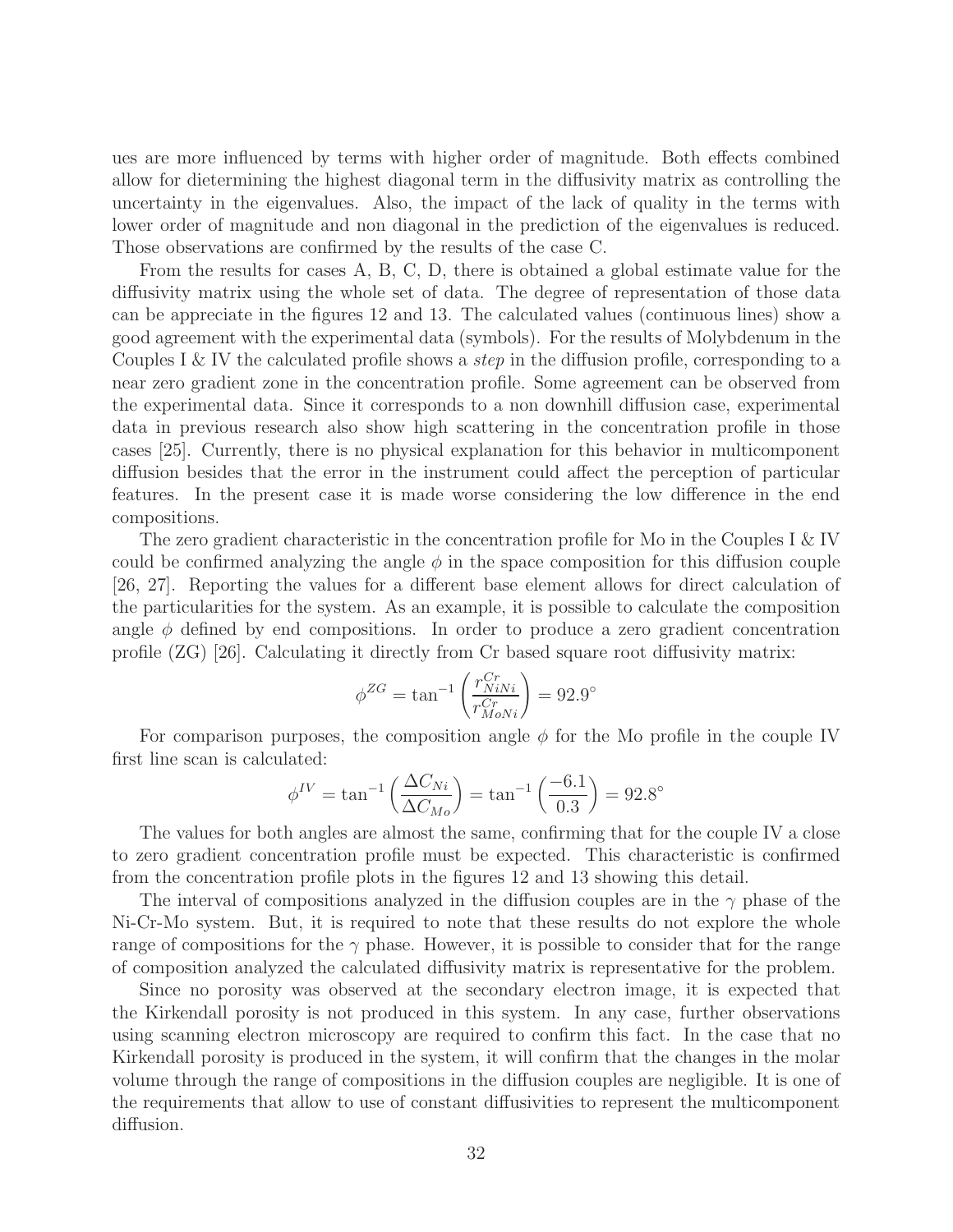ues are more influenced by terms with higher order of magnitude. Both effects combined allow for dietermining the highest diagonal term in the diffusivity matrix as controlling the uncertainty in the eigenvalues. Also, the impact of the lack of quality in the terms with lower order of magnitude and non diagonal in the prediction of the eigenvalues is reduced. Those observations are confirmed by the results of the case C.

From the results for cases A, B, C, D, there is obtained a global estimate value for the diffusivity matrix using the whole set of data. The degree of representation of those data can be appreciate in the figures 12 and 13. The calculated values (continuous lines) show a good agreement with the experimental data (symbols). For the results of Molybdenum in the Couples I & IV the calculated profile shows a *step* in the diffusion profile, corresponding to a near zero gradient zone in the concentration profile. Some agreement can be observed from the experimental data. Since it corresponds to a non downhill diffusion case, experimental data in previous research also show high scattering in the concentration profile in those cases [25]. Currently, there is no physical explanation for this behavior in multicomponent diffusion besides that the error in the instrument could affect the perception of particular features. In the present case it is made worse considering the low difference in the end compositions.

The zero gradient characteristic in the concentration profile for Mo in the Couples I & IV could be confirmed analyzing the angle $\phi$ in the space composition for this diffusion couple [26, 27]. Reporting the values for a different base element allows for direct calculation of the particularities for the system. As an example, it is possible to calculate the composition angle $\phi$ defined by end compositions. In order to produce a zero gradient concentration profile (ZG) [26]. Calculating it directly from Cr based square root diffusivity matrix:

$$\phi^{ZG} = \tan^{-1}\left(\frac{r^{Cr}_{NiNi}}{r^{Cr}_{MoNi}}\right) = 92.9^{\circ}$$

For comparison purposes, the composition angle $\phi$ for the Mo profile in the couple IV first line scan is calculated:

$$\phi^{IV} = \tan^{-1}\left(\frac{\Delta C_{Ni}}{\Delta C_{Mo}}\right) = \tan^{-1}\left(\frac{-6.1}{0.3}\right) = 92.8^{\circ}$$

The values for both angles are almost the same, confirming that for the couple IV a close to zero gradient concentration profile must be expected. This characteristic is confirmed from the concentration profile plots in the figures 12 and 13 showing this detail.

The interval of compositions analyzed in the diffusion couples are in the $\gamma$ phase of the Ni-Cr-Mo system. But, it is required to note that these results do not explore the whole range of compositions for the $\gamma$ phase. However, it is possible to consider that for the range of composition analyzed the calculated diffusivity matrix is representative for the problem.

Since no porosity was observed at the secondary electron image, it is expected that the Kirkendall porosity is not produced in this system. In any case, further observations using scanning electron microscopy are required to confirm this fact. In the case that no Kirkendall porosity is produced in the system, it will confirm that the changes in the molar volume through the range of compositions in the diffusion couples are negligible. It is one of the requirements that allow to use of constant diffusivities to represent the multicomponent diffusion.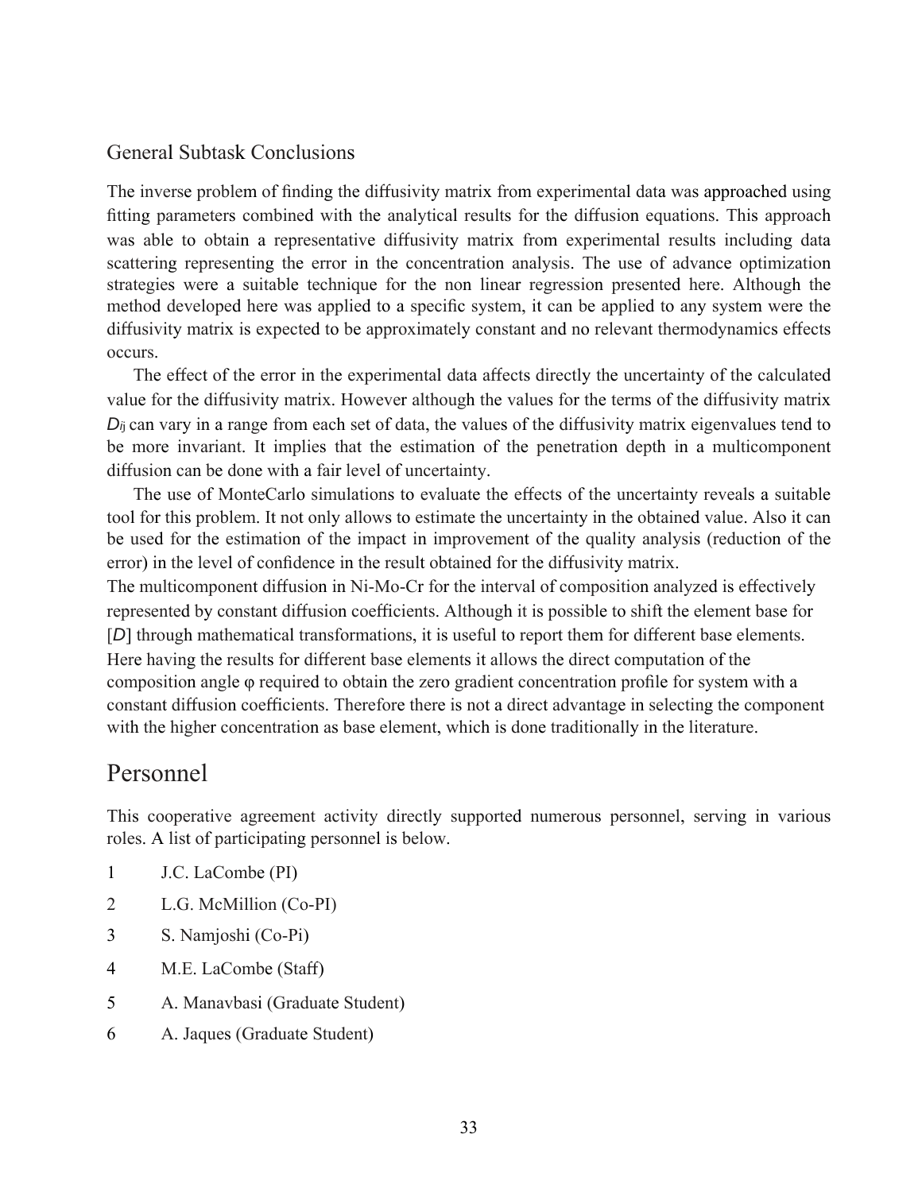### General Subtask Conclusions

The inverse problem of finding the diffusivity matrix from experimental data was approached using fitting parameters combined with the analytical results for the diffusion equations. This approach was able to obtain a representative diffusivity matrix from experimental results including data scattering representing the error in the concentration analysis. The use of advance optimization strategies were a suitable technique for the non linear regression presented here. Although the method developed here was applied to a specific system, it can be applied to any system were the diffusivity matrix is expected to be approximately constant and no relevant thermodynamics effects occurs.

The effect of the error in the experimental data affects directly the uncertainty of the calculated value for the diffusivity matrix. However although the values for the terms of the diffusivity matrix $D_{ij}$ can vary in a range from each set of data, the values of the diffusivity matrix eigenvalues tend to be more invariant. It implies that the estimation of the penetration depth in a multicomponent diffusion can be done with a fair level of uncertainty.

The use of MonteCarlo simulations to evaluate the effects of the uncertainty reveals a suitable tool for this problem. It not only allows to estimate the uncertainty in the obtained value. Also it can be used for the estimation of the impact in improvement of the quality analysis (reduction of the error) in the level of confidence in the result obtained for the diffusivity matrix.

The multicomponent diffusion in Ni-Mo-Cr for the interval of composition analyzed is effectively represented by constant diffusion coefficients. Although it is possible to shift the element base for $[D]$ through mathematical transformations, it is useful to report them for different base elements. Here having the results for different base elements it allows the direct computation of the composition angle $\varphi$ required to obtain the zero gradient concentration profile for system with a constant diffusion coefficients. Therefore there is not a direct advantage in selecting the component with the higher concentration as base element, which is done traditionally in the literature.

## Personnel

This cooperative agreement activity directly supported numerous personnel, serving in various roles. A list of participating personnel is below.

1. J.C. LaCombe (PI)
2. L.G. McMillion (Co-PI)
3. S. Namjoshi (Co-Pi)
4. M.E. LaCombe (Staff)
5. A. Manavbasi (Graduate Student)
6. A. Jaques (Graduate Student)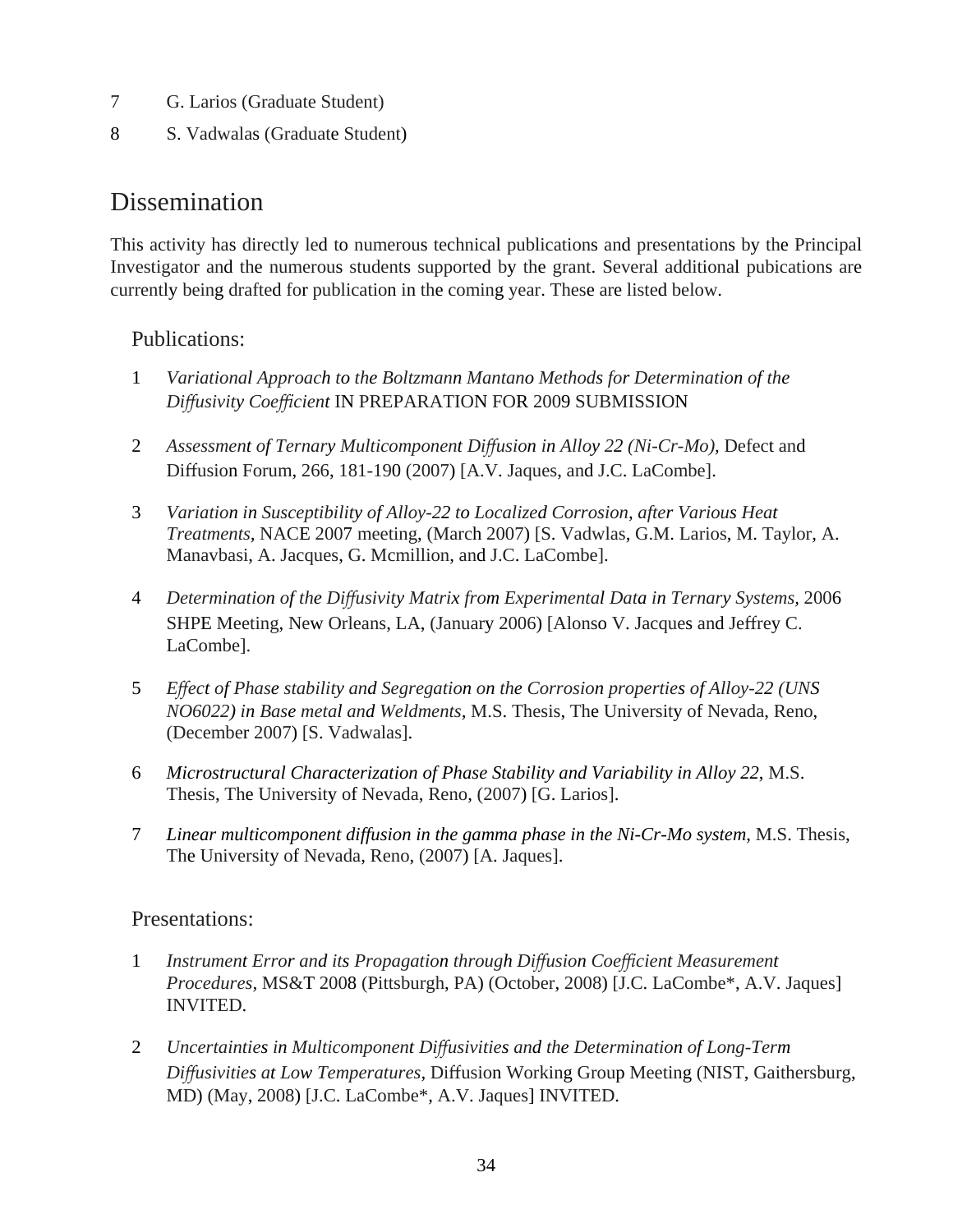7 G. Larios (Graduate Student)

8 S. Vadwalas (Graduate Student)

# Dissemination

This activity has directly led to numerous technical publications and presentations by the Principal Investigator and the numerous students supported by the grant. Several additional pubications are currently being drafted for publication in the coming year. These are listed below.

## Publications:

1. *Variational Approach to the Boltzmann Mantano Methods for Determination of the Diffusivity Coefficient* IN PREPARATION FOR 2009 SUBMISSION

2. *Assessment of Ternary Multicomponent Diffusion in Alloy 22 (Ni-Cr-Mo),* Defect and Diffusion Forum, 266, 181-190 (2007) [A.V. Jaques, and J.C. LaCombe].

3. *Variation in Susceptibility of Alloy-22 to Localized Corrosion, after Various Heat Treatments*, NACE 2007 meeting, (March 2007) [S. Vadwlas, G.M. Larios, M. Taylor, A. Manavbasi, A. Jacques, G. Mcmillion, and J.C. LaCombe].

4. *Determination of the Diffusivity Matrix from Experimental Data in Ternary Systems*, 2006 SHPE Meeting, New Orleans, LA, (January 2006) [Alonso V. Jacques and Jeffrey C. LaCombe].

5. *Effect of Phase stability and Segregation on the Corrosion properties of Alloy-22 (UNS NO6022) in Base metal and Weldments*, M.S. Thesis, The University of Nevada, Reno, (December 2007) [S. Vadwalas].

6. *Microstructural Characterization of Phase Stability and Variability in Alloy 22*, M.S. Thesis, The University of Nevada, Reno, (2007) [G. Larios].

7. *Linear multicomponent diffusion in the gamma phase in the Ni-Cr-Mo system*, M.S. Thesis, The University of Nevada, Reno, (2007) [A. Jaques].

## Presentations:

1. *Instrument Error and its Propagation through Diffusion Coefficient Measurement Procedures*, MS&T 2008 (Pittsburgh, PA) (October, 2008) [J.C. LaCombe*, A.V. Jaques] INVITED.

2. *Uncertainties in Multicomponent Diffusivities and the Determination of Long-Term Diffusivities at Low Temperatures*, Diffusion Working Group Meeting (NIST, Gaithersburg, MD) (May, 2008) [J.C. LaCombe*, A.V. Jaques] INVITED.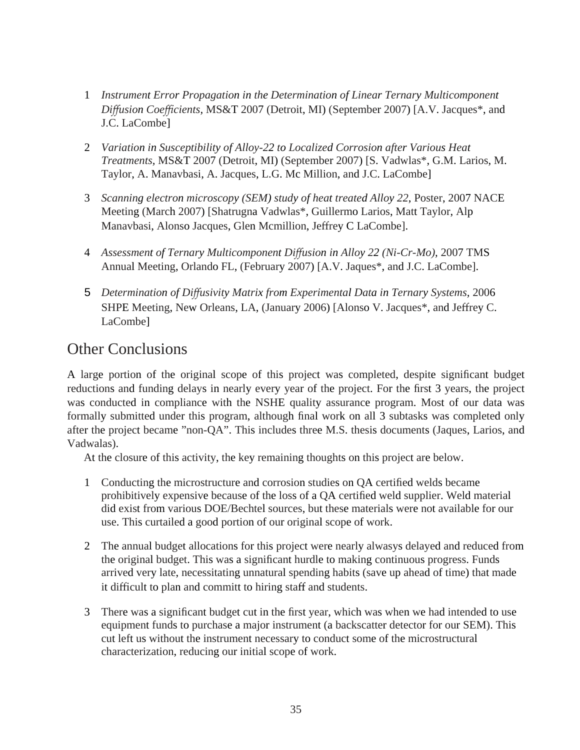1. *Instrument Error Propagation in the Determination of Linear Ternary Multicomponent Diffusion Coefficients*, MS&T 2007 (Detroit, MI) (September 2007) [A.V. Jacques*, and J.C. LaCombe]

2. *Variation in Susceptibility of Alloy-22 to Localized Corrosion after Various Heat Treatments*, MS&T 2007 (Detroit, MI) (September 2007) [S. Vadwlas*, G.M. Larios, M. Taylor, A. Manavbasi, A. Jacques, L.G. Mc Million, and J.C. LaCombe]

3. *Scanning electron microscopy (SEM) study of heat treated Alloy 22*, Poster, 2007 NACE Meeting (March 2007) [Shatrugna Vadwlas*, Guillermo Larios, Matt Taylor, Alp Manavbasi, Alonso Jacques, Glen Mcmillion, Jeffrey C LaCombe].

4. *Assessment of Ternary Multicomponent Diffusion in Alloy 22 (Ni-Cr-Mo)*, 2007 TMS Annual Meeting, Orlando FL, (February 2007) [A.V. Jaques*, and J.C. LaCombe].

5. *Determination of Diffusivity Matrix from Experimental Data in Ternary Systems*, 2006 SHPE Meeting, New Orleans, LA, (January 2006) [Alonso V. Jacques*, and Jeffrey C. LaCombe]

## Other Conclusions

A large portion of the original scope of this project was completed, despite significant budget reductions and funding delays in nearly every year of the project. For the first 3 years, the project was conducted in compliance with the NSHE quality assurance program. Most of our data was formally submitted under this program, although final work on all 3 subtasks was completed only after the project became "non-QA". This includes three M.S. thesis documents (Jaques, Larios, and Vadwalas).

At the closure of this activity, the key remaining thoughts on this project are below.

1. Conducting the microstructure and corrosion studies on QA certified welds became prohibitively expensive because of the loss of a QA certified weld supplier. Weld material did exist from various DOE/Bechtel sources, but these materials were not available for our use. This curtailed a good portion of our original scope of work.

2. The annual budget allocations for this project were nearly alwasys delayed and reduced from the original budget. This was a significant hurdle to making continuous progress. Funds arrived very late, necessitating unnatural spending habits (save up ahead of time) that made it difficult to plan and committ to hiring staff and students.

3. There was a significant budget cut in the first year, which was when we had intended to use equipment funds to purchase a major instrument (a backscatter detector for our SEM). This cut left us without the instrument necessary to conduct some of the microstructural characterization, reducing our initial scope of work.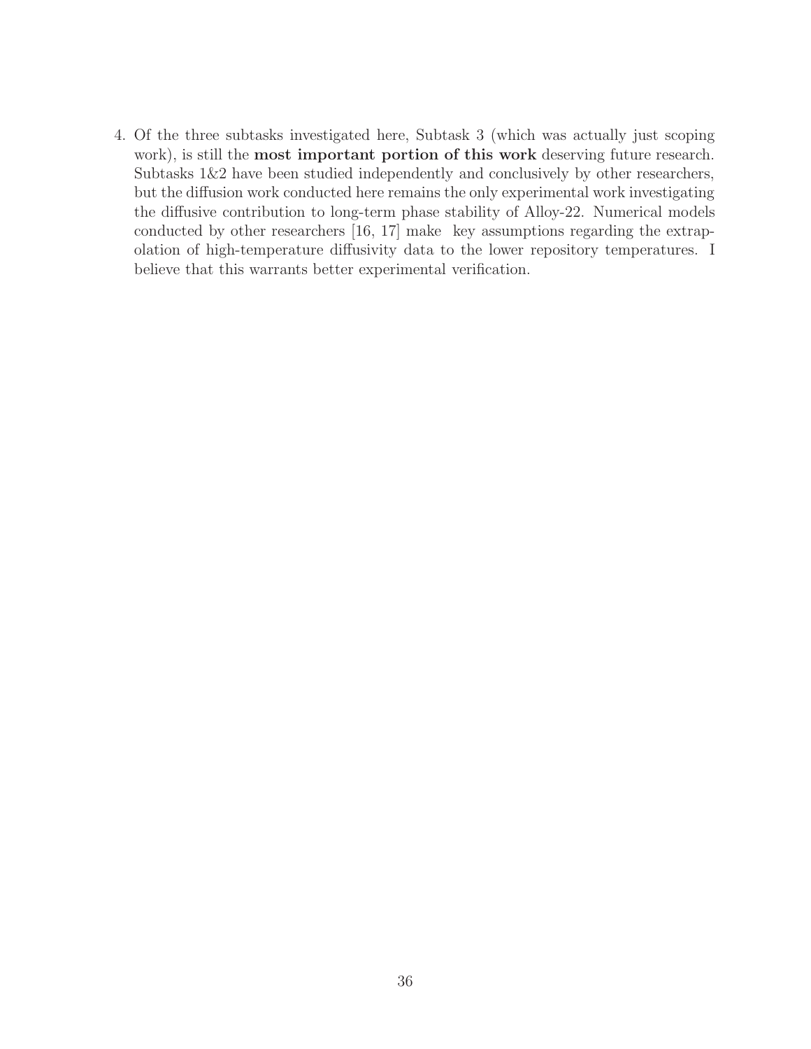4. Of the three subtasks investigated here, Subtask 3 (which was actually just scoping work), is still the **most important portion of this work** deserving future research. Subtasks 1&2 have been studied independently and conclusively by other researchers, but the diffusion work conducted here remains the only experimental work investigating the diffusive contribution to long-term phase stability of Alloy-22. Numerical models conducted by other researchers [16, 17] make key assumptions regarding the extrapolation of high-temperature diffusivity data to the lower repository temperatures. I believe that this warrants better experimental verification.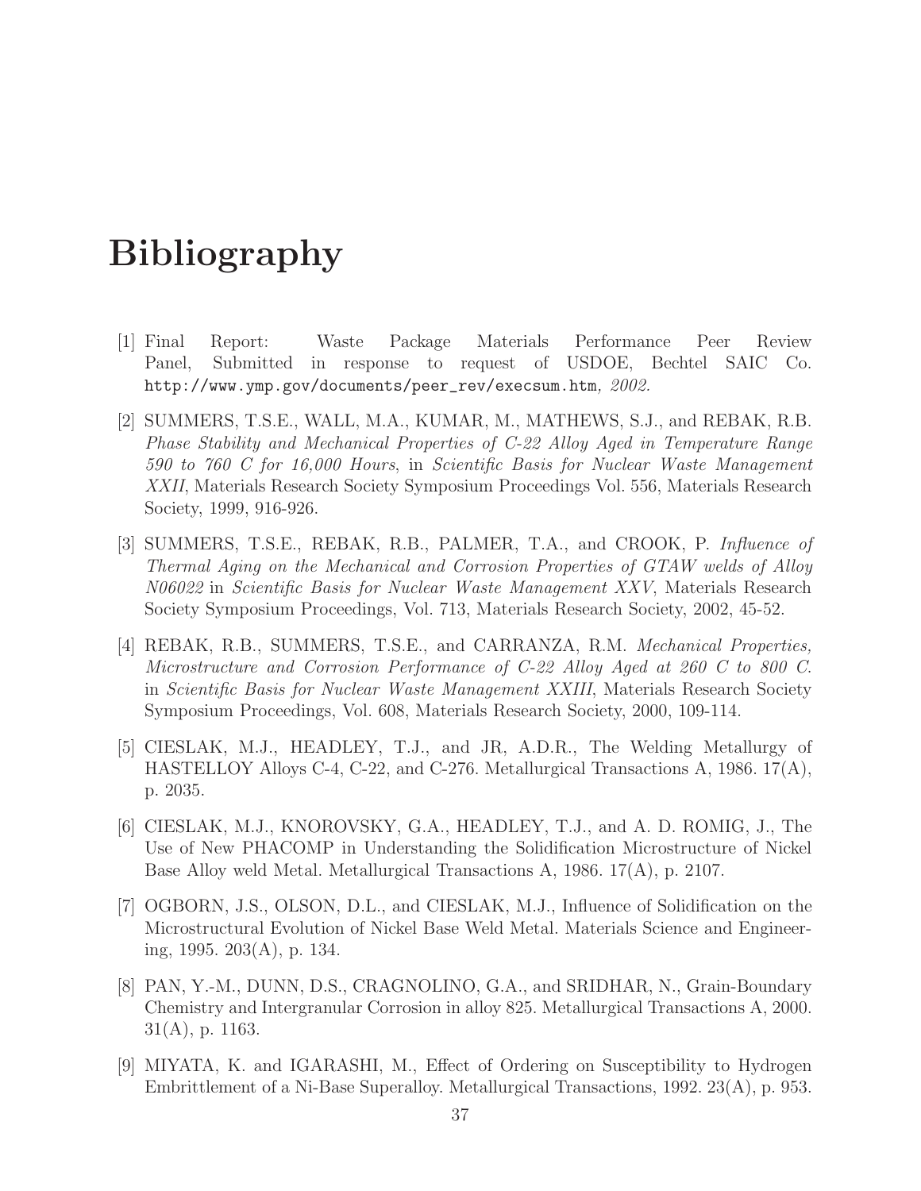# Bibliography

[1] Final Report: Waste Package Materials Performance Peer Review Panel, Submitted in response to request of USDOE, Bechtel SAIC Co. `http://www.ymp.gov/documents/peer_rev/execsum.htm`, *2002.*

[2] SUMMERS, T.S.E., WALL, M.A., KUMAR, M., MATHEWS, S.J., and REBAK, R.B. *Phase Stability and Mechanical Properties of C-22 Alloy Aged in Temperature Range 590 to 760 C for 16,000 Hours*, in *Scientific Basis for Nuclear Waste Management XXII*, Materials Research Society Symposium Proceedings Vol. 556, Materials Research Society, 1999, 916-926.

[3] SUMMERS, T.S.E., REBAK, R.B., PALMER, T.A., and CROOK, P. *Influence of Thermal Aging on the Mechanical and Corrosion Properties of GTAW welds of Alloy N06022* in *Scientific Basis for Nuclear Waste Management XXV*, Materials Research Society Symposium Proceedings, Vol. 713, Materials Research Society, 2002, 45-52.

[4] REBAK, R.B., SUMMERS, T.S.E., and CARRANZA, R.M. *Mechanical Properties, Microstructure and Corrosion Performance of C-22 Alloy Aged at 260 C to 800 C.* in *Scientific Basis for Nuclear Waste Management XXIII*, Materials Research Society Symposium Proceedings, Vol. 608, Materials Research Society, 2000, 109-114.

[5] CIESLAK, M.J., HEADLEY, T.J., and JR, A.D.R., The Welding Metallurgy of HASTELLOY Alloys C-4, C-22, and C-276. Metallurgical Transactions A, 1986. 17(A), p. 2035.

[6] CIESLAK, M.J., KNOROVSKY, G.A., HEADLEY, T.J., and A. D. ROMIG, J., The Use of New PHACOMP in Understanding the Solidification Microstructure of Nickel Base Alloy weld Metal. Metallurgical Transactions A, 1986. 17(A), p. 2107.

[7] OGBORN, J.S., OLSON, D.L., and CIESLAK, M.J., Influence of Solidification on the Microstructural Evolution of Nickel Base Weld Metal. Materials Science and Engineering, 1995. 203(A), p. 134.

[8] PAN, Y.-M., DUNN, D.S., CRAGNOLINO, G.A., and SRIDHAR, N., Grain-Boundary Chemistry and Intergranular Corrosion in alloy 825. Metallurgical Transactions A, 2000. 31(A), p. 1163.

[9] MIYATA, K. and IGARASHI, M., Effect of Ordering on Susceptibility to Hydrogen Embrittlement of a Ni-Base Superalloy. Metallurgical Transactions, 1992. 23(A), p. 953.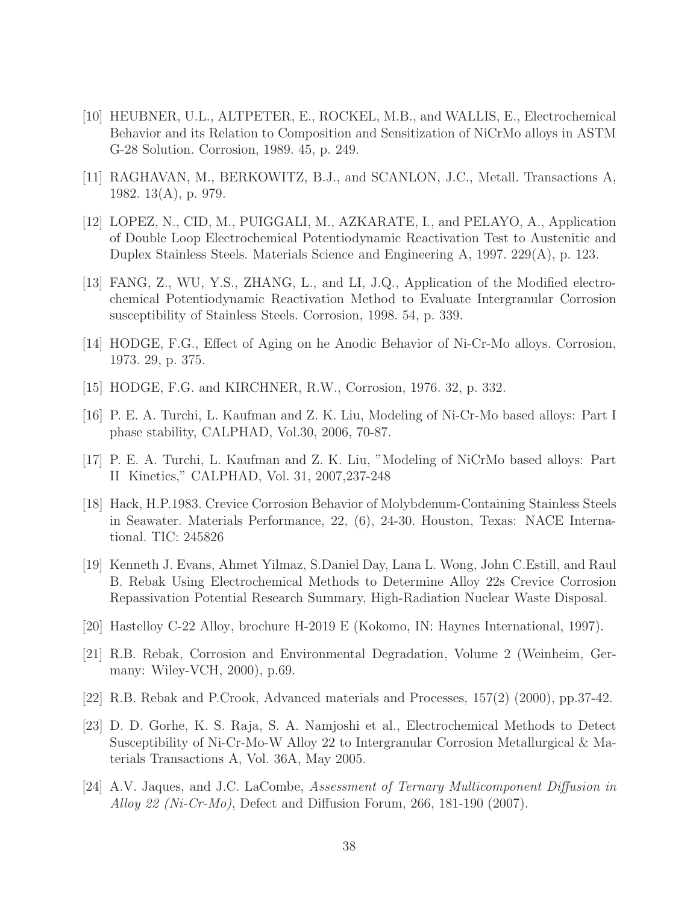[10] HEUBNER, U.L., ALTPETER, E., ROCKEL, M.B., and WALLIS, E., Electrochemical Behavior and its Relation to Composition and Sensitization of NiCrMo alloys in ASTM G-28 Solution. Corrosion, 1989. 45, p. 249.

[11] RAGHAVAN, M., BERKOWITZ, B.J., and SCANLON, J.C., Metall. Transactions A, 1982. 13(A), p. 979.

[12] LOPEZ, N., CID, M., PUIGGALI, M., AZKARATE, I., and PELAYO, A., Application of Double Loop Electrochemical Potentiodynamic Reactivation Test to Austenitic and Duplex Stainless Steels. Materials Science and Engineering A, 1997. 229(A), p. 123.

[13] FANG, Z., WU, Y.S., ZHANG, L., and LI, J.Q., Application of the Modified electrochemical Potentiodynamic Reactivation Method to Evaluate Intergranular Corrosion susceptibility of Stainless Steels. Corrosion, 1998. 54, p. 339.

[14] HODGE, F.G., Effect of Aging on he Anodic Behavior of Ni-Cr-Mo alloys. Corrosion, 1973. 29, p. 375.

[15] HODGE, F.G. and KIRCHNER, R.W., Corrosion, 1976. 32, p. 332.

[16] P. E. A. Turchi, L. Kaufman and Z. K. Liu, Modeling of Ni-Cr-Mo based alloys: Part I phase stability, CALPHAD, Vol.30, 2006, 70-87.

[17] P. E. A. Turchi, L. Kaufman and Z. K. Liu, "Modeling of NiCrMo based alloys: Part II Kinetics," CALPHAD, Vol. 31, 2007,237-248

[18] Hack, H.P.1983. Crevice Corrosion Behavior of Molybdenum-Containing Stainless Steels in Seawater. Materials Performance, 22, (6), 24-30. Houston, Texas: NACE International. TIC: 245826

[19] Kenneth J. Evans, Ahmet Yilmaz, S.Daniel Day, Lana L. Wong, John C.Estill, and Raul B. Rebak Using Electrochemical Methods to Determine Alloy 22s Crevice Corrosion Repassivation Potential Research Summary, High-Radiation Nuclear Waste Disposal.

[20] Hastelloy C-22 Alloy, brochure H-2019 E (Kokomo, IN: Haynes International, 1997).

[21] R.B. Rebak, Corrosion and Environmental Degradation, Volume 2 (Weinheim, Germany: Wiley-VCH, 2000), p.69.

[22] R.B. Rebak and P.Crook, Advanced materials and Processes, 157(2) (2000), pp.37-42.

[23] D. D. Gorhe, K. S. Raja, S. A. Namjoshi et al., Electrochemical Methods to Detect Susceptibility of Ni-Cr-Mo-W Alloy 22 to Intergranular Corrosion Metallurgical & Materials Transactions A, Vol. 36A, May 2005.

[24] A.V. Jaques, and J.C. LaCombe, *Assessment of Ternary Multicomponent Diffusion in Alloy 22 (Ni-Cr-Mo)*, Defect and Diffusion Forum, 266, 181-190 (2007).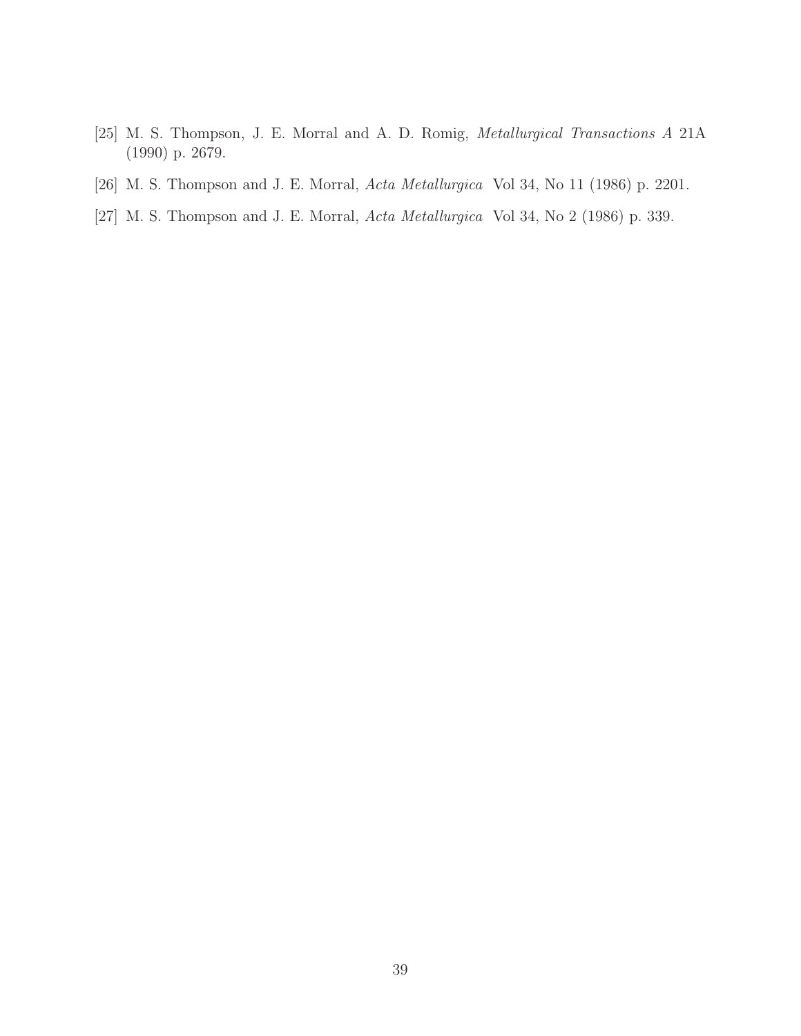[25] M. S. Thompson, J. E. Morral and A. D. Romig, *Metallurgical Transactions A* 21A (1990) p. 2679.

[26] M. S. Thompson and J. E. Morral, *Acta Metallurgica* Vol 34, No 11 (1986) p. 2201.

[27] M. S. Thompson and J. E. Morral, *Acta Metallurgica* Vol 34, No 2 (1986) p. 339.